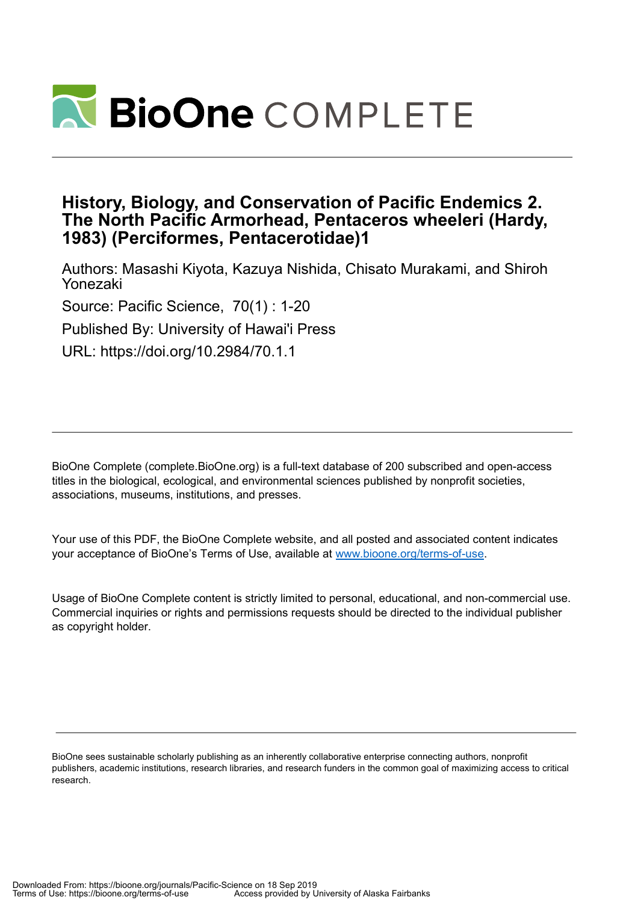# History, Biology, and Conservation of Pacific Endemics 2. The North Pacific Armorhead, Pentaceros wheeleri (Hardy, 1983) (Perciformes, Pentacerotidae)1

Authors: Masashi Kiyota, Kazuya Nishida, Chisato Murakami, and Shiroh Yonezaki

Source: Pacific Science, 70(1) : 1-20

Published By: University of Hawai'i Press

URL: https://doi.org/10.2984/70.1.1

---

BioOne Complete (complete.BioOne.org) is a full-text database of 200 subscribed and open-access titles in the biological, ecological, and environmental sciences published by nonprofit societies, associations, museums, institutions, and presses.

Your use of this PDF, the BioOne Complete website, and all posted and associated content indicates your acceptance of BioOne's Terms of Use, available at www.bioone.org/terms-of-use.

Usage of BioOne Complete content is strictly limited to personal, educational, and non-commercial use. Commercial inquiries or rights and permissions requests should be directed to the individual publisher as copyright holder.

---

BioOne sees sustainable scholarly publishing as an inherently collaborative enterprise connecting authors, nonprofit publishers, academic institutions, research libraries, and research funders in the common goal of maximizing access to critical research.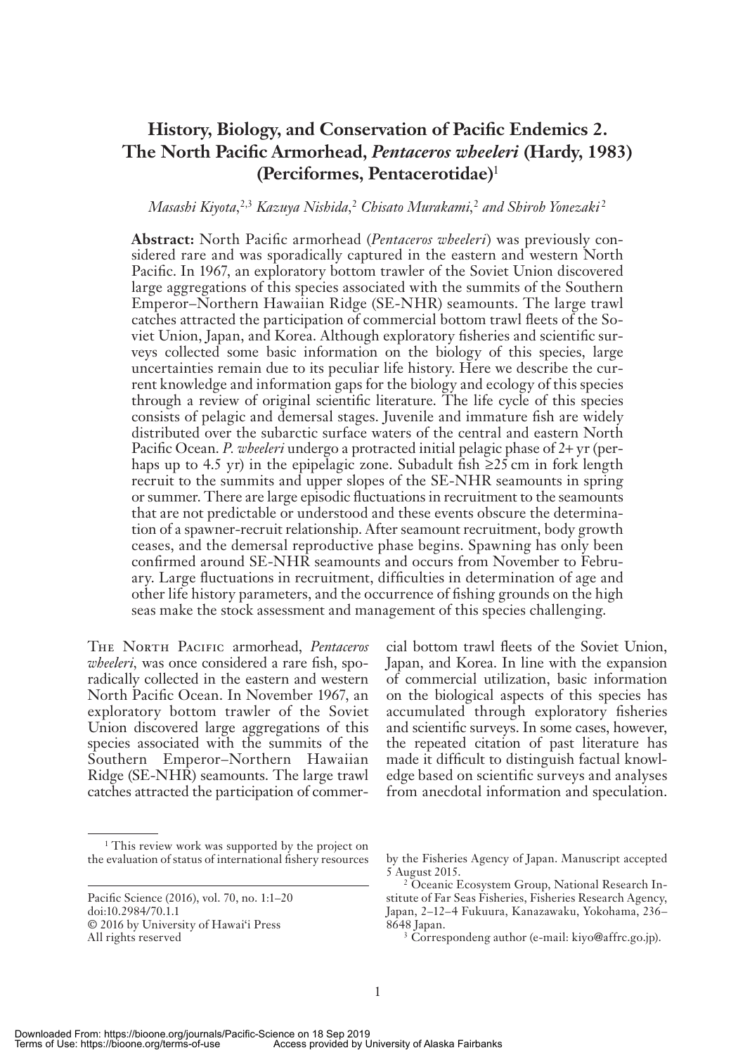# History, Biology, and Conservation of Pacific Endemics 2. The North Pacific Armorhead, *Pentaceros wheeleri* (Hardy, 1983) (Perciformes, Pentacerotidae)[1]

*Masashi Kiyota,*[2,3] *Kazuya Nishida,*[2] *Chisato Murakami,*[2] *and Shiroh Yonezaki*[2]

**Abstract:** North Pacific armorhead (*Pentaceros wheeleri*) was previously considered rare and was sporadically captured in the eastern and western North Pacific. In 1967, an exploratory bottom trawler of the Soviet Union discovered large aggregations of this species associated with the summits of the Southern Emperor–Northern Hawaiian Ridge (SE-NHR) seamounts. The large trawl catches attracted the participation of commercial bottom trawl fleets of the Soviet Union, Japan, and Korea. Although exploratory fisheries and scientific surveys collected some basic information on the biology of this species, large uncertainties remain due to its peculiar life history. Here we describe the current knowledge and information gaps for the biology and ecology of this species through a review of original scientific literature. The life cycle of this species consists of pelagic and demersal stages. Juvenile and immature fish are widely distributed over the subarctic surface waters of the central and eastern North Pacific Ocean. *P. wheeleri* undergo a protracted initial pelagic phase of 2+ yr (perhaps up to 4.5 yr) in the epipelagic zone. Subadult fish ≥25 cm in fork length recruit to the summits and upper slopes of the SE-NHR seamounts in spring or summer. There are large episodic fluctuations in recruitment to the seamounts that are not predictable or understood and these events obscure the determination of a spawner-recruit relationship. After seamount recruitment, body growth ceases, and the demersal reproductive phase begins. Spawning has only been confirmed around SE-NHR seamounts and occurs from November to February. Large fluctuations in recruitment, difficulties in determination of age and other life history parameters, and the occurrence of fishing grounds on the high seas make the stock assessment and management of this species challenging.

The North Pacific armorhead, *Pentaceros wheeleri*, was once considered a rare fish, sporadically collected in the eastern and western North Pacific Ocean. In November 1967, an exploratory bottom trawler of the Soviet Union discovered large aggregations of this species associated with the summits of the Southern Emperor–Northern Hawaiian Ridge (SE-NHR) seamounts. The large trawl catches attracted the participation of commercial bottom trawl fleets of the Soviet Union, Japan, and Korea. In line with the expansion of commercial utilization, basic information on the biological aspects of this species has accumulated through exploratory fisheries and scientific surveys. In some cases, however, the repeated citation of past literature has made it difficult to distinguish factual knowledge based on scientific surveys and analyses from anecdotal information and speculation.

---

[1] This review work was supported by the project on the evaluation of status of international fishery resources by the Fisheries Agency of Japan. Manuscript accepted 5 August 2015.

[2] Oceanic Ecosystem Group, National Research Institute of Far Seas Fisheries, Fisheries Research Agency, Japan, 2–12–4 Fukuura, Kanazawaku, Yokohama, 236–8648 Japan.

[3] Correspondeng author (e-mail: kiyo@affrc.go.jp).

Pacific Science (2016), vol. 70, no. 1:1–20
doi:10.2984/70.1.1
© 2016 by University of Hawai'i Press
All rights reserved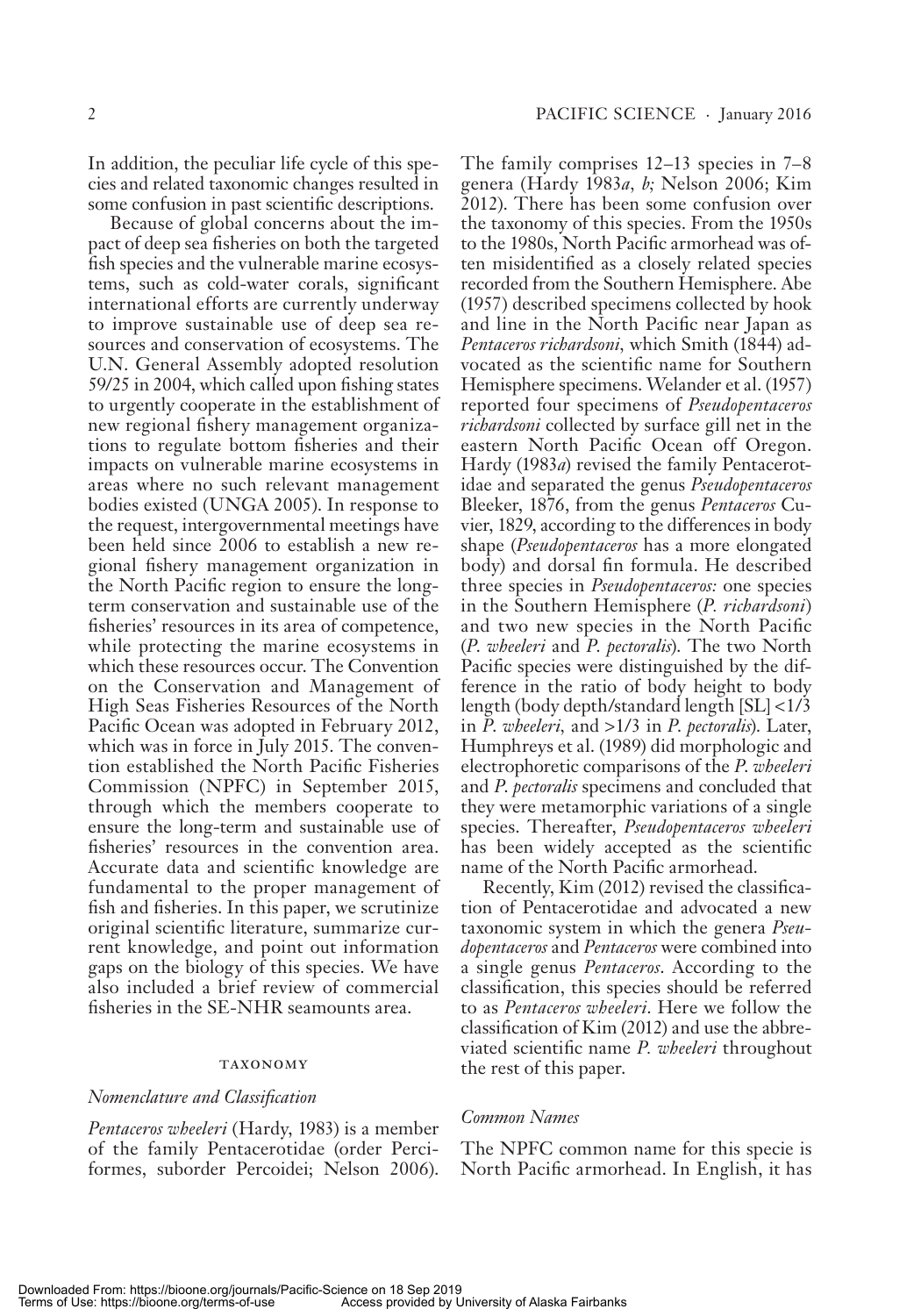In addition, the peculiar life cycle of this species and related taxonomic changes resulted in some confusion in past scientific descriptions.

Because of global concerns about the impact of deep sea fisheries on both the targeted fish species and the vulnerable marine ecosystems, such as cold-water corals, significant international efforts are currently underway to improve sustainable use of deep sea resources and conservation of ecosystems. The U.N. General Assembly adopted resolution 59/25 in 2004, which called upon fishing states to urgently cooperate in the establishment of new regional fishery management organizations to regulate bottom fisheries and their impacts on vulnerable marine ecosystems in areas where no such relevant management bodies existed (UNGA 2005). In response to the request, intergovernmental meetings have been held since 2006 to establish a new regional fishery management organization in the North Pacific region to ensure the long-term conservation and sustainable use of the fisheries' resources in its area of competence, while protecting the marine ecosystems in which these resources occur. The Convention on the Conservation and Management of High Seas Fisheries Resources of the North Pacific Ocean was adopted in February 2012, which was in force in July 2015. The convention established the North Pacific Fisheries Commission (NPFC) in September 2015, through which the members cooperate to ensure the long-term and sustainable use of fisheries' resources in the convention area. Accurate data and scientific knowledge are fundamental to the proper management of fish and fisheries. In this paper, we scrutinize original scientific literature, summarize current knowledge, and point out information gaps on the biology of this species. We have also included a brief review of commercial fisheries in the SE-NHR seamounts area.

## TAXONOMY

### *Nomenclature and Classification*

*Pentaceros wheeleri* (Hardy, 1983) is a member of the family Pentacerotidae (order Perciformes, suborder Percoidei; Nelson 2006). The family comprises 12–13 species in 7–8 genera (Hardy 1983*a*, *b;* Nelson 2006; Kim 2012). There has been some confusion over the taxonomy of this species. From the 1950s to the 1980s, North Pacific armorhead was often misidentified as a closely related species recorded from the Southern Hemisphere. Abe (1957) described specimens collected by hook and line in the North Pacific near Japan as *Pentaceros richardsoni*, which Smith (1844) advocated as the scientific name for Southern Hemisphere specimens. Welander et al. (1957) reported four specimens of *Pseudopentaceros richardsoni* collected by surface gill net in the eastern North Pacific Ocean off Oregon. Hardy (1983*a*) revised the family Pentacerotidae and separated the genus *Pseudopentaceros* Bleeker, 1876, from the genus *Pentaceros* Cuvier, 1829, according to the differences in body shape (*Pseudopentaceros* has a more elongated body) and dorsal fin formula. He described three species in *Pseudopentaceros:* one species in the Southern Hemisphere (*P. richardsoni*) and two new species in the North Pacific (*P. wheeleri* and *P. pectoralis*). The two North Pacific species were distinguished by the difference in the ratio of body height to body length (body depth/standard length [SL] <1/3 in *P. wheeleri*, and >1/3 in *P. pectoralis*). Later, Humphreys et al. (1989) did morphologic and electrophoretic comparisons of the *P. wheeleri* and *P. pectoralis* specimens and concluded that they were metamorphic variations of a single species. Thereafter, *Pseudopentaceros wheeleri* has been widely accepted as the scientific name of the North Pacific armorhead.

Recently, Kim (2012) revised the classification of Pentacerotidae and advocated a new taxonomic system in which the genera *Pseudopentaceros* and *Pentaceros* were combined into a single genus *Pentaceros*. According to the classification, this species should be referred to as *Pentaceros wheeleri*. Here we follow the classification of Kim (2012) and use the abbreviated scientific name *P. wheeleri* throughout the rest of this paper.

### *Common Names*

The NPFC common name for this specie is North Pacific armorhead. In English, it has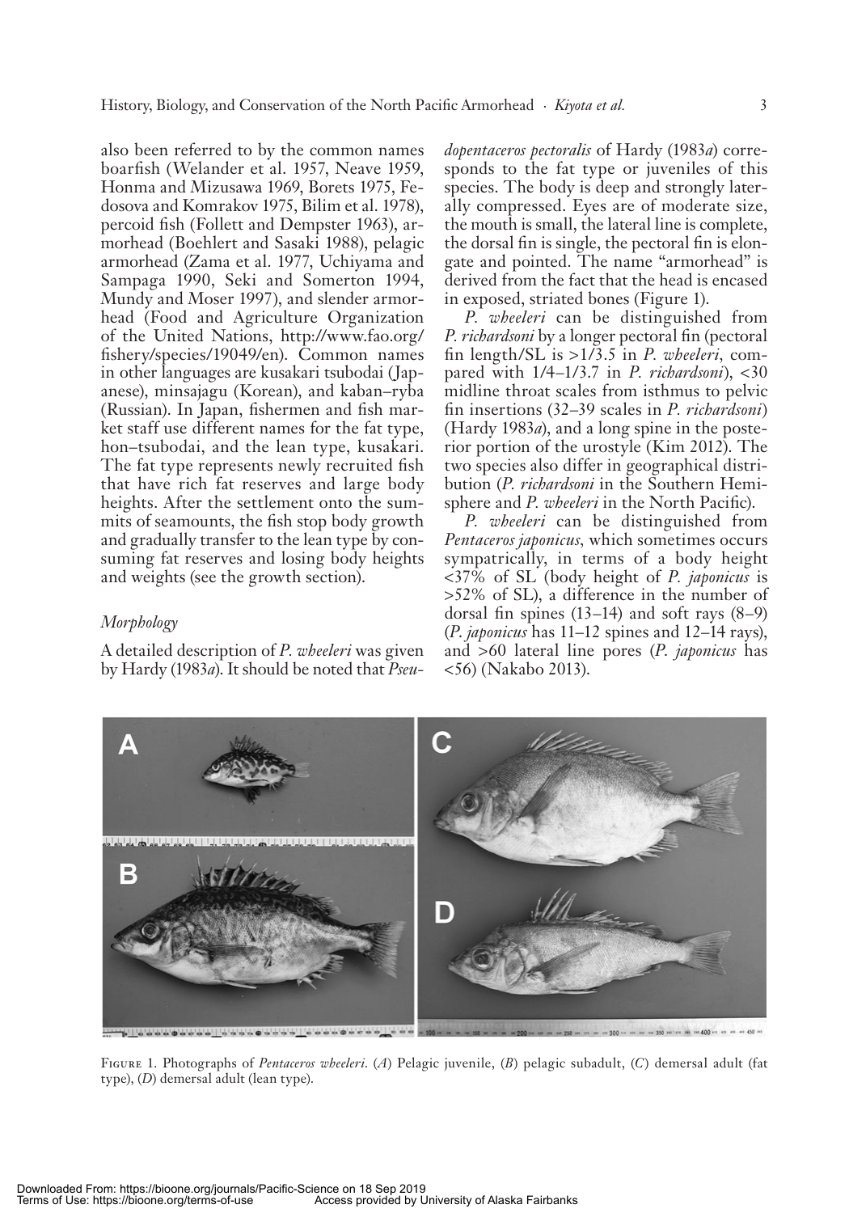also been referred to by the common names boarfish (Welander et al. 1957, Neave 1959, Honma and Mizusawa 1969, Borets 1975, Fedosova and Komrakov 1975, Bilim et al. 1978), percoid fish (Follett and Dempster 1963), armorhead (Boehlert and Sasaki 1988), pelagic armorhead (Zama et al. 1977, Uchiyama and Sampaga 1990, Seki and Somerton 1994, Mundy and Moser 1997), and slender armorhead (Food and Agriculture Organization of the United Nations, http://www.fao.org/fishery/species/19049/en). Common names in other languages are kusakari tsubodai (Japanese), minsajagu (Korean), and kaban–ryba (Russian). In Japan, fishermen and fish market staff use different names for the fat type, hon–tsubodai, and the lean type, kusakari. The fat type represents newly recruited fish that have rich fat reserves and large body heights. After the settlement onto the summits of seamounts, the fish stop body growth and gradually transfer to the lean type by consuming fat reserves and losing body heights and weights (see the growth section).

### Morphology

A detailed description of *P. wheeleri* was given by Hardy (1983*a*). It should be noted that *Pseudopentaceros pectoralis* of Hardy (1983*a*) corresponds to the fat type or juveniles of this species. The body is deep and strongly laterally compressed. Eyes are of moderate size, the mouth is small, the lateral line is complete, the dorsal fin is single, the pectoral fin is elongate and pointed. The name "armorhead" is derived from the fact that the head is encased in exposed, striated bones (Figure 1).

*P. wheeleri* can be distinguished from *P. richardsoni* by a longer pectoral fin (pectoral fin length/SL is >1/3.5 in *P. wheeleri*, compared with 1/4–1/3.7 in *P. richardsoni*), <30 midline throat scales from isthmus to pelvic fin insertions (32–39 scales in *P. richardsoni*) (Hardy 1983*a*), and a long spine in the posterior portion of the urostyle (Kim 2012). The two species also differ in geographical distribution (*P. richardsoni* in the Southern Hemisphere and *P. wheeleri* in the North Pacific).

*P. wheeleri* can be distinguished from *Pentaceros japonicus*, which sometimes occurs sympatrically, in terms of a body height <37% of SL (body height of *P. japonicus* is >52% of SL), a difference in the number of dorsal fin spines (13–14) and soft rays (8–9) (*P. japonicus* has 11–12 spines and 12–14 rays), and >60 lateral line pores (*P. japonicus* has <56) (Nakabo 2013).

Figure 1. Photographs of *Pentaceros wheeleri*. (*A*) Pelagic juvenile, (*B*) pelagic subadult, (*C*) demersal adult (fat type), (*D*) demersal adult (lean type).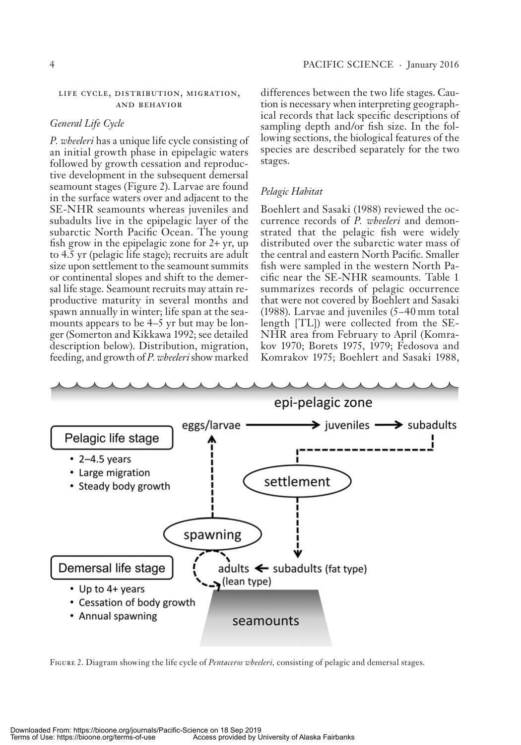## LIFE CYCLE, DISTRIBUTION, MIGRATION, AND BEHAVIOR

### *General Life Cycle*

*P. wheeleri* has a unique life cycle consisting of an initial growth phase in epipelagic waters followed by growth cessation and reproductive development in the subsequent demersal seamount stages (Figure 2). Larvae are found in the surface waters over and adjacent to the SE-NHR seamounts whereas juveniles and subadults live in the epipelagic layer of the subarctic North Pacific Ocean. The young fish grow in the epipelagic zone for 2+ yr, up to 4.5 yr (pelagic life stage); recruits are adult size upon settlement to the seamount summits or continental slopes and shift to the demersal life stage. Seamount recruits may attain reproductive maturity in several months and spawn annually in winter; life span at the seamounts appears to be 4–5 yr but may be longer (Somerton and Kikkawa 1992; see detailed description below). Distribution, migration, feeding, and growth of *P. wheeleri* show marked differences between the two life stages. Caution is necessary when interpreting geographical records that lack specific descriptions of sampling depth and/or fish size. In the following sections, the biological features of the species are described separately for the two stages.

### *Pelagic Habitat*

Boehlert and Sasaki (1988) reviewed the occurrence records of *P. wheeleri* and demonstrated that the pelagic fish were widely distributed over the subarctic water mass of the central and eastern North Pacific. Smaller fish were sampled in the western North Pacific near the SE-NHR seamounts. Table 1 summarizes records of pelagic occurrence that were not covered by Boehlert and Sasaki (1988). Larvae and juveniles (5–40 mm total length [TL]) were collected from the SE-NHR area from February to April (Komrakov 1970; Borets 1975, 1979; Fedosova and Komrakov 1975; Boehlert and Sasaki 1988,

Figure 2. Diagram showing the life cycle of *Pentaceros wheeleri*, consisting of pelagic and demersal stages.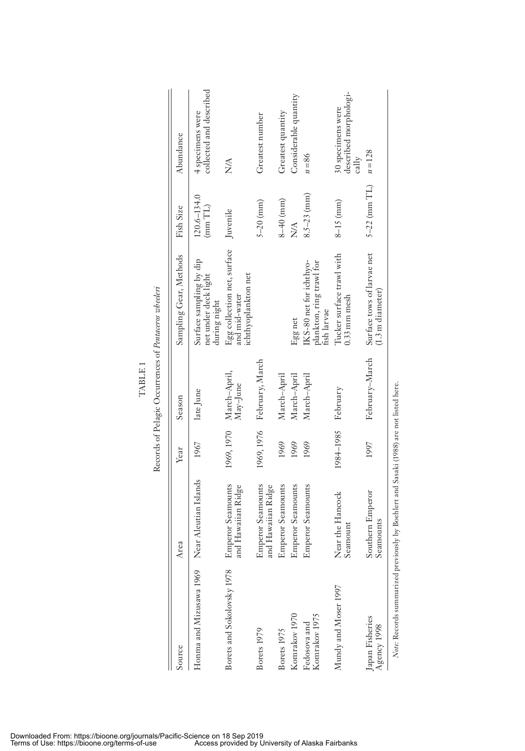TABLE 1

Records of Pelagic Occurrences of *Pentaceros wheeleri*

| Source | Area | Year | Season | Sampling Gear, Methods | Fish Size | Abundance |
|---|---|---|---|---|---|---|
| Honma and Mizusawa 1969 | Near Aleutian Islands | 1967 | late June | Surface sampling by dip net under deck light during night | 120.6–134.0 (mm TL) | 4 specimens were collected and described |
| Borets and Sokolovsky 1978 | Emperor Seamounts and Hawaiian Ridge | 1969, 1970 | March–April, May–June | Egg collection net, surface and mid-water ichthyoplankton net | Juvenile | N/A |
| Borets 1979 | Emperor Seamounts and Hawaiian Ridge | 1969, 1976 | February, March | | 5–20 (mm) | Greatest number |
| Borets 1975 | Emperor Seamounts | 1969 | March–April | | 8–40 (mm) | Greatest quantity |
| Komrakov 1970 | Emperor Seamounts | 1969 | March–April | Egg net | N/A | Considerable quantity |
| Fedosova and Komrakov 1975 | Emperor Seamounts | 1969 | March–April | IKS-80 net for ichthyoplankton, ring trawl for fish larvae | 8.5–23 (mm) | $n = 86$ |
| Mundy and Moser 1997 | Near the Hancock Seamount | 1984–1985 | February | Tucker surface trawl with 0.33 mm mesh | 8–15 (mm) | 30 specimens were described morphologically |
| Japan Fisheries Agency 1998 | Southern Emperor Seamounts | 1997 | February–March | Surface tows of larvae net (1.3 m diameter) | 5–22 (mm TL) | $n = 128$ |

*Note:* Records summarized previously by Boehlert and Sasaki (1988) are not listed here.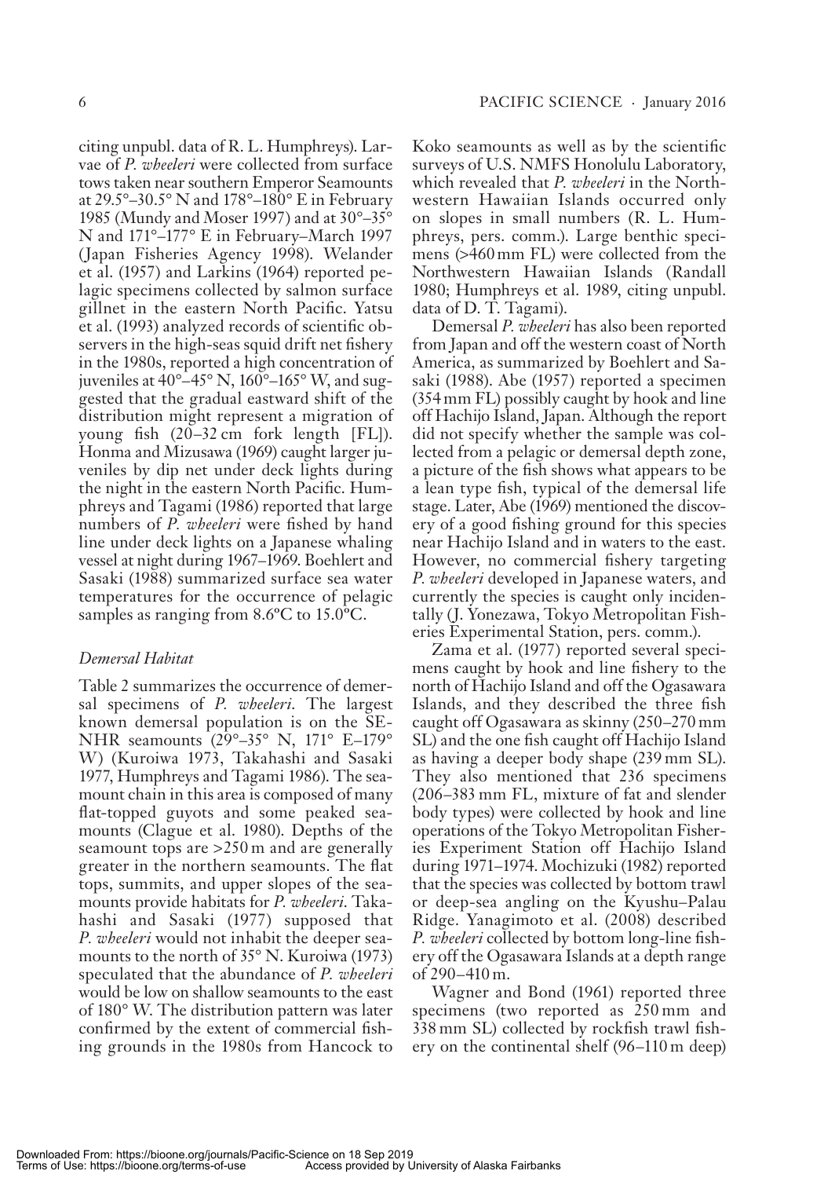citing unpubl. data of R. L. Humphreys). Larvae of *P. wheeleri* were collected from surface tows taken near southern Emperor Seamounts at 29.5°–30.5° N and 178°–180° E in February 1985 (Mundy and Moser 1997) and at 30°–35° N and 171°–177° E in February–March 1997 (Japan Fisheries Agency 1998). Welander et al. (1957) and Larkins (1964) reported pelagic specimens collected by salmon surface gillnet in the eastern North Pacific. Yatsu et al. (1993) analyzed records of scientific observers in the high-seas squid drift net fishery in the 1980s, reported a high concentration of juveniles at 40°–45° N, 160°–165° W, and suggested that the gradual eastward shift of the distribution might represent a migration of young fish (20–32 cm fork length [FL]). Honma and Mizusawa (1969) caught larger juveniles by dip net under deck lights during the night in the eastern North Pacific. Humphreys and Tagami (1986) reported that large numbers of *P. wheeleri* were fished by hand line under deck lights on a Japanese whaling vessel at night during 1967–1969. Boehlert and Sasaki (1988) summarized surface sea water temperatures for the occurrence of pelagic samples as ranging from 8.6°C to 15.0°C.

### *Demersal Habitat*

Table 2 summarizes the occurrence of demersal specimens of *P. wheeleri*. The largest known demersal population is on the SE-NHR seamounts (29°–35° N, 171° E–179° W) (Kuroiwa 1973, Takahashi and Sasaki 1977, Humphreys and Tagami 1986). The seamount chain in this area is composed of many flat-topped guyots and some peaked seamounts (Clague et al. 1980). Depths of the seamount tops are >250 m and are generally greater in the northern seamounts. The flat tops, summits, and upper slopes of the seamounts provide habitats for *P. wheeleri*. Takahashi and Sasaki (1977) supposed that *P. wheeleri* would not inhabit the deeper seamounts to the north of 35° N. Kuroiwa (1973) speculated that the abundance of *P. wheeleri* would be low on shallow seamounts to the east of 180° W. The distribution pattern was later confirmed by the extent of commercial fishing grounds in the 1980s from Hancock to Koko seamounts as well as by the scientific surveys of U.S. NMFS Honolulu Laboratory, which revealed that *P. wheeleri* in the Northwestern Hawaiian Islands occurred only on slopes in small numbers (R. L. Humphreys, pers. comm.). Large benthic specimens (>460 mm FL) were collected from the Northwestern Hawaiian Islands (Randall 1980; Humphreys et al. 1989, citing unpubl. data of D. T. Tagami).

Demersal *P. wheeleri* has also been reported from Japan and off the western coast of North America, as summarized by Boehlert and Sasaki (1988). Abe (1957) reported a specimen (354 mm FL) possibly caught by hook and line off Hachijo Island, Japan. Although the report did not specify whether the sample was collected from a pelagic or demersal depth zone, a picture of the fish shows what appears to be a lean type fish, typical of the demersal life stage. Later, Abe (1969) mentioned the discovery of a good fishing ground for this species near Hachijo Island and in waters to the east. However, no commercial fishery targeting *P. wheeleri* developed in Japanese waters, and currently the species is caught only incidentally (J. Yonezawa, Tokyo Metropolitan Fisheries Experimental Station, pers. comm.).

Zama et al. (1977) reported several specimens caught by hook and line fishery to the north of Hachijo Island and off the Ogasawara Islands, and they described the three fish caught off Ogasawara as skinny (250–270 mm SL) and the one fish caught off Hachijo Island as having a deeper body shape (239 mm SL). They also mentioned that 236 specimens (206–383 mm FL, mixture of fat and slender body types) were collected by hook and line operations of the Tokyo Metropolitan Fisheries Experiment Station off Hachijo Island during 1971–1974. Mochizuki (1982) reported that the species was collected by bottom trawl or deep-sea angling on the Kyushu–Palau Ridge. Yanagimoto et al. (2008) described *P. wheeleri* collected by bottom long-line fishery off the Ogasawara Islands at a depth range of 290–410 m.

Wagner and Bond (1961) reported three specimens (two reported as 250 mm and 338 mm SL) collected by rockfish trawl fishery on the continental shelf (96–110 m deep)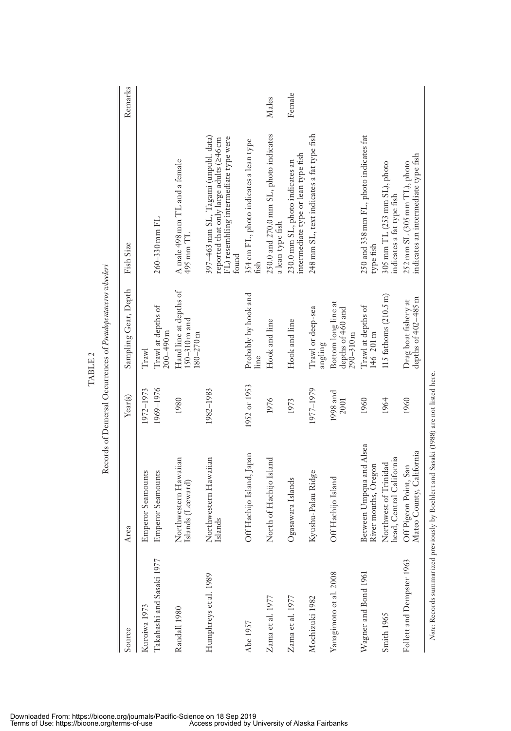TABLE 2

Records of Demersal Occurrences of *Pseudopentaceros wheeleri*

| Source | Area | Year(s) | Sampling Gear, Depth | Fish Size | Remarks |
| --- | --- | --- | --- | --- | --- |
| Kuroiwa 1973 | Emperor Seamounts | 1972–1973 | Trawl | | |
| Takahashi and Sasaki 1977 | Emperor Seamounts | 1969–1976 | Trawl at depths of 200–490 m | 260–330 mm FL | |
| Randall 1980 | Northwestern Hawaiian Islands (Leeward) | 1980 | Hand line at depths of 150–310 m and 180–270 m | A male 498 mm TL and a female 495 mm TL | |
| Humphreys et al. 1989 | Northwestern Hawaiian Islands | 1982–1983 | | 397–463 mm SL. Tagami (unpubl. data) reported that only large adults (≥46 cm FL) resembling intermediate type were found | |
| Abe 1957 | Off Hachijo Island, Japan | 1952 or 1953 | Probably by hook and line | 354 cm FL, photo indicates a lean type fish | |
| Zama et al. 1977 | North of Hachijo Island | 1976 | Hook and line | 250.0 and 270.0 mm SL, photo indicates a lean type fish | Males |
| Zama et al. 1977 | Ogasawara Islands | 1973 | Hook and line | 230.0 mm SL, photo indicates an intermediate type or lean type fish | Female |
| Mochizuki 1982 | Kyushu-Palau Ridge | 1977–1979 | Trawl or deep-sea angling | 248 mm SL, text indicates a fat type fish | |
| Yanagimoto et al. 2008 | Off Hachijo Island | 1998 and 2001 | Bottom long line at depths of 460 and 290–310 m | | |
| Wagner and Bond 1961 | Between Umpqua and Alsea River mouths, Oregon | 1960 | Trawl at depths of 146–201 m | 250 and 338 mm FL, photo indicates fat type fish | |
| Smith 1965 | Northwest of Trinidad head, Central California | 1964 | 115 fathoms (210.5 m) | 305 mm TL (253 mm SL), photo indicates a fat type fish | |
| Follett and Dempster 1963 | Off Pigeon Point, San Mateo County, California | 1960 | Drag boat fishery at depths of 402–485 m | 252 mm SL (305 mm TL), photo indicates an intermediate type fish | |

*Note*: Records summarized previously by Boehlert and Sasaki (1988) are not listed here.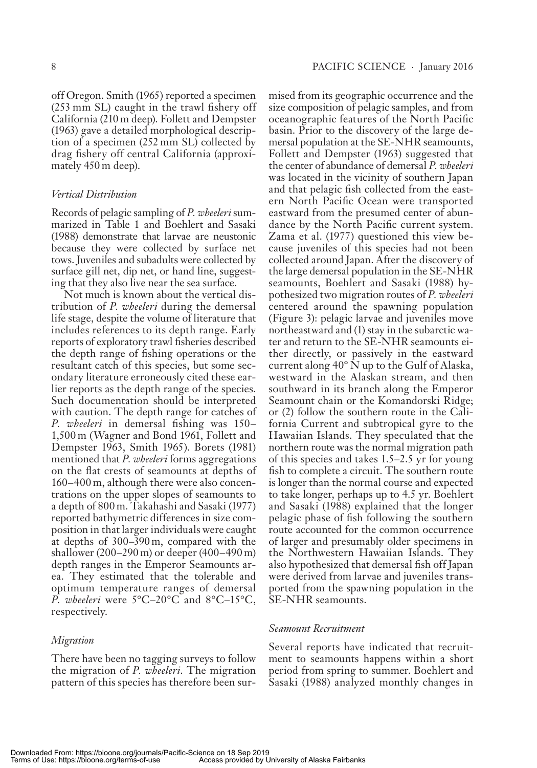off Oregon. Smith (1965) reported a specimen (253 mm SL) caught in the trawl fishery off California (210 m deep). Follett and Dempster (1963) gave a detailed morphological description of a specimen (252 mm SL) collected by drag fishery off central California (approximately 450 m deep).

### *Vertical Distribution*

Records of pelagic sampling of *P. wheeleri* summarized in Table 1 and Boehlert and Sasaki (1988) demonstrate that larvae are neustonic because they were collected by surface net tows. Juveniles and subadults were collected by surface gill net, dip net, or hand line, suggesting that they also live near the sea surface.

Not much is known about the vertical distribution of *P. wheeleri* during the demersal life stage, despite the volume of literature that includes references to its depth range. Early reports of exploratory trawl fisheries described the depth range of fishing operations or the resultant catch of this species, but some secondary literature erroneously cited these earlier reports as the depth range of the species. Such documentation should be interpreted with caution. The depth range for catches of *P. wheeleri* in demersal fishing was 150–1,500 m (Wagner and Bond 1961, Follett and Dempster 1963, Smith 1965). Borets (1981) mentioned that *P. wheeleri* forms aggregations on the flat crests of seamounts at depths of 160–400 m, although there were also concentrations on the upper slopes of seamounts to a depth of 800 m. Takahashi and Sasaki (1977) reported bathymetric differences in size composition in that larger individuals were caught at depths of 300–390 m, compared with the shallower (200–290 m) or deeper (400–490 m) depth ranges in the Emperor Seamounts area. They estimated that the tolerable and optimum temperature ranges of demersal *P. wheeleri* were 5°C–20°C and 8°C–15°C, respectively.

### *Migration*

There have been no tagging surveys to follow the migration of *P. wheeleri*. The migration pattern of this species has therefore been surmised from its geographic occurrence and the size composition of pelagic samples, and from oceanographic features of the North Pacific basin. Prior to the discovery of the large demersal population at the SE-NHR seamounts, Follett and Dempster (1963) suggested that the center of abundance of demersal *P. wheeleri* was located in the vicinity of southern Japan and that pelagic fish collected from the eastern North Pacific Ocean were transported eastward from the presumed center of abundance by the North Pacific current system. Zama et al. (1977) questioned this view because juveniles of this species had not been collected around Japan. After the discovery of the large demersal population in the SE-NHR seamounts, Boehlert and Sasaki (1988) hypothesized two migration routes of *P. wheeleri* centered around the spawning population (Figure 3): pelagic larvae and juveniles move northeastward and (1) stay in the subarctic water and return to the SE-NHR seamounts either directly, or passively in the eastward current along 40° N up to the Gulf of Alaska, westward in the Alaskan stream, and then southward in its branch along the Emperor Seamount chain or the Komandorski Ridge; or (2) follow the southern route in the California Current and subtropical gyre to the Hawaiian Islands. They speculated that the northern route was the normal migration path of this species and takes 1.5–2.5 yr for young fish to complete a circuit. The southern route is longer than the normal course and expected to take longer, perhaps up to 4.5 yr. Boehlert and Sasaki (1988) explained that the longer pelagic phase of fish following the southern route accounted for the common occurrence of larger and presumably older specimens in the Northwestern Hawaiian Islands. They also hypothesized that demersal fish off Japan were derived from larvae and juveniles transported from the spawning population in the SE-NHR seamounts.

### *Seamount Recruitment*

Several reports have indicated that recruitment to seamounts happens within a short period from spring to summer. Boehlert and Sasaki (1988) analyzed monthly changes in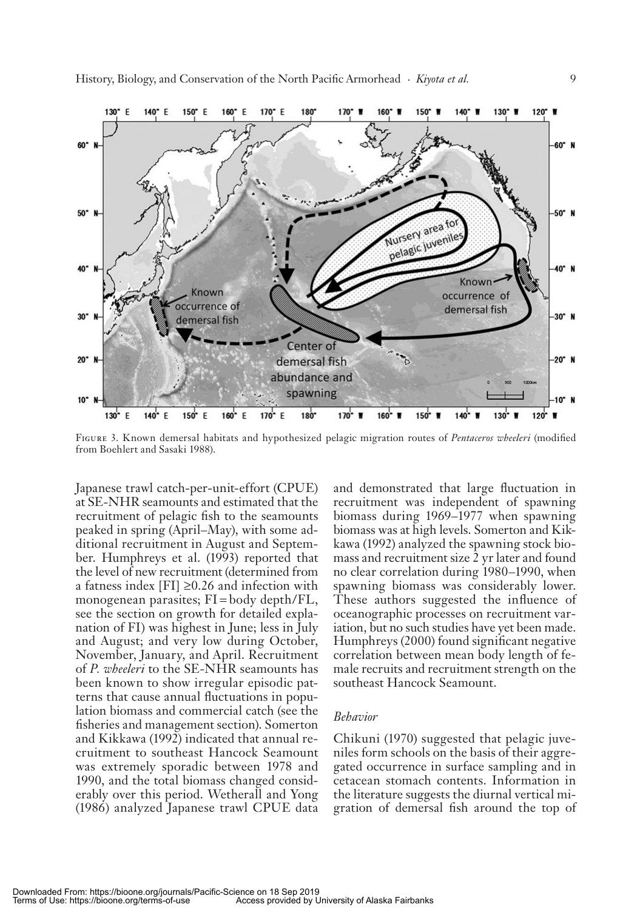Figure 3. Known demersal habitats and hypothesized pelagic migration routes of *Pentaceros wheeleri* (modified from Boehlert and Sasaki 1988).

Japanese trawl catch-per-unit-effort (CPUE) at SE-NHR seamounts and estimated that the recruitment of pelagic fish to the seamounts peaked in spring (April–May), with some additional recruitment in August and September. Humphreys et al. (1993) reported that the level of new recruitment (determined from a fatness index [FI] ≥0.26 and infection with monogenean parasites; FI = body depth/FL, see the section on growth for detailed explanation of FI) was highest in June; less in July and August; and very low during October, November, January, and April. Recruitment of *P. wheeleri* to the SE-NHR seamounts has been known to show irregular episodic patterns that cause annual fluctuations in population biomass and commercial catch (see the fisheries and management section). Somerton and Kikkawa (1992) indicated that annual recruitment to southeast Hancock Seamount was extremely sporadic between 1978 and 1990, and the total biomass changed considerably over this period. Wetherall and Yong (1986) analyzed Japanese trawl CPUE data and demonstrated that large fluctuation in recruitment was independent of spawning biomass during 1969–1977 when spawning biomass was at high levels. Somerton and Kikkawa (1992) analyzed the spawning stock biomass and recruitment size 2 yr later and found no clear correlation during 1980–1990, when spawning biomass was considerably lower. These authors suggested the influence of oceanographic processes on recruitment variation, but no such studies have yet been made. Humphreys (2000) found significant negative correlation between mean body length of female recruits and recruitment strength on the southeast Hancock Seamount.

### Behavior

Chikuni (1970) suggested that pelagic juveniles form schools on the basis of their aggregated occurrence in surface sampling and in cetacean stomach contents. Information in the literature suggests the diurnal vertical migration of demersal fish around the top of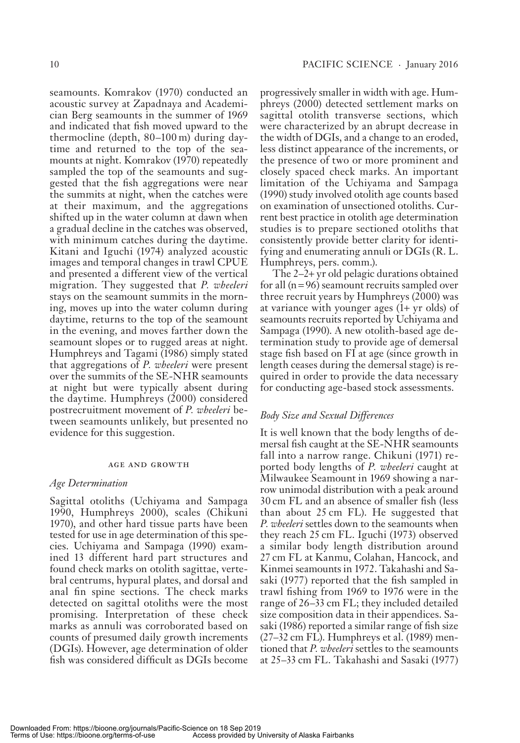seamounts. Komrakov (1970) conducted an acoustic survey at Zapadnaya and Academician Berg seamounts in the summer of 1969 and indicated that fish moved upward to the thermocline (depth, 80–100 m) during daytime and returned to the top of the seamounts at night. Komrakov (1970) repeatedly sampled the top of the seamounts and suggested that the fish aggregations were near the summits at night, when the catches were at their maximum, and the aggregations shifted up in the water column at dawn when a gradual decline in the catches was observed, with minimum catches during the daytime. Kitani and Iguchi (1974) analyzed acoustic images and temporal changes in trawl CPUE and presented a different view of the vertical migration. They suggested that *P. wheeleri* stays on the seamount summits in the morning, moves up into the water column during daytime, returns to the top of the seamount in the evening, and moves farther down the seamount slopes or to rugged areas at night. Humphreys and Tagami (1986) simply stated that aggregations of *P. wheeleri* were present over the summits of the SE-NHR seamounts at night but were typically absent during the daytime. Humphreys (2000) considered postrecruitment movement of *P. wheeleri* between seamounts unlikely, but presented no evidence for this suggestion.

## AGE AND GROWTH

### *Age Determination*

Sagittal otoliths (Uchiyama and Sampaga 1990, Humphreys 2000), scales (Chikuni 1970), and other hard tissue parts have been tested for use in age determination of this species. Uchiyama and Sampaga (1990) examined 13 different hard part structures and found check marks on otolith sagittae, vertebral centrums, hypural plates, and dorsal and anal fin spine sections. The check marks detected on sagittal otoliths were the most promising. Interpretation of these check marks as annuli was corroborated based on counts of presumed daily growth increments (DGIs). However, age determination of older fish was considered difficult as DGIs become progressively smaller in width with age. Humphreys (2000) detected settlement marks on sagittal otolith transverse sections, which were characterized by an abrupt decrease in the width of DGIs, and a change to an eroded, less distinct appearance of the increments, or the presence of two or more prominent and closely spaced check marks. An important limitation of the Uchiyama and Sampaga (1990) study involved otolith age counts based on examination of unsectioned otoliths. Current best practice in otolith age determination studies is to prepare sectioned otoliths that consistently provide better clarity for identifying and enumerating annuli or DGIs (R. L. Humphreys, pers. comm.).

The 2–2+ yr old pelagic durations obtained for all (n = 96) seamount recruits sampled over three recruit years by Humphreys (2000) was at variance with younger ages (1+ yr olds) of seamounts recruits reported by Uchiyama and Sampaga (1990). A new otolith-based age determination study to provide age of demersal stage fish based on FI at age (since growth in length ceases during the demersal stage) is required in order to provide the data necessary for conducting age-based stock assessments.

### *Body Size and Sexual Differences*

It is well known that the body lengths of demersal fish caught at the SE-NHR seamounts fall into a narrow range. Chikuni (1971) reported body lengths of *P. wheeleri* caught at Milwaukee Seamount in 1969 showing a narrow unimodal distribution with a peak around 30 cm FL and an absence of smaller fish (less than about 25 cm FL). He suggested that *P. wheeleri* settles down to the seamounts when they reach 25 cm FL. Iguchi (1973) observed a similar body length distribution around 27 cm FL at Kanmu, Colahan, Hancock, and Kinmei seamounts in 1972. Takahashi and Sasaki (1977) reported that the fish sampled in trawl fishing from 1969 to 1976 were in the range of 26–33 cm FL; they included detailed size composition data in their appendices. Sasaki (1986) reported a similar range of fish size (27–32 cm FL). Humphreys et al. (1989) mentioned that *P. wheeleri* settles to the seamounts at 25–33 cm FL. Takahashi and Sasaki (1977)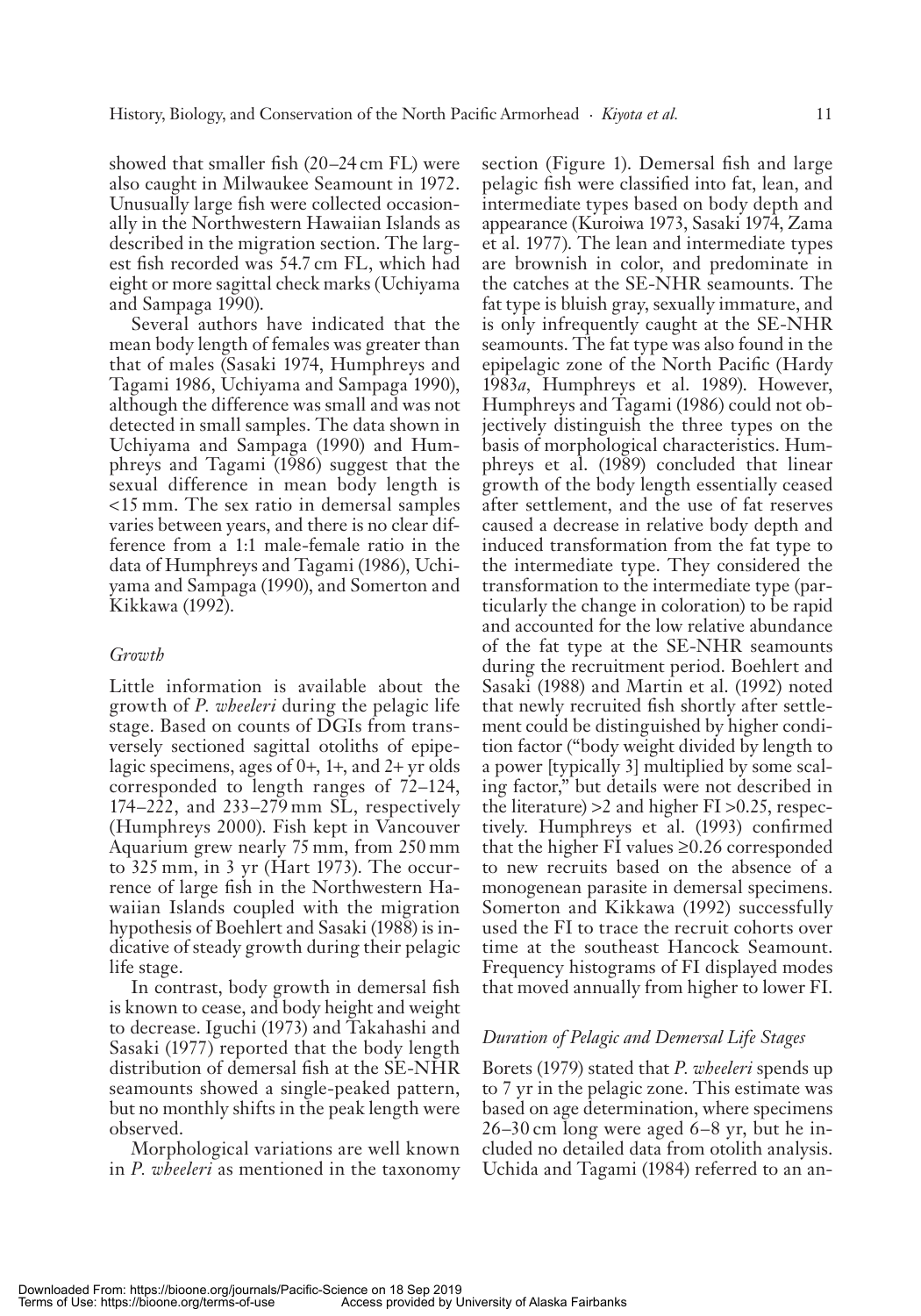showed that smaller fish (20–24 cm FL) were also caught in Milwaukee Seamount in 1972. Unusually large fish were collected occasionally in the Northwestern Hawaiian Islands as described in the migration section. The largest fish recorded was 54.7 cm FL, which had eight or more sagittal check marks (Uchiyama and Sampaga 1990).

Several authors have indicated that the mean body length of females was greater than that of males (Sasaki 1974, Humphreys and Tagami 1986, Uchiyama and Sampaga 1990), although the difference was small and was not detected in small samples. The data shown in Uchiyama and Sampaga (1990) and Humphreys and Tagami (1986) suggest that the sexual difference in mean body length is <15 mm. The sex ratio in demersal samples varies between years, and there is no clear difference from a 1:1 male-female ratio in the data of Humphreys and Tagami (1986), Uchiyama and Sampaga (1990), and Somerton and Kikkawa (1992).

### *Growth*

Little information is available about the growth of *P. wheeleri* during the pelagic life stage. Based on counts of DGIs from transversely sectioned sagittal otoliths of epipelagic specimens, ages of 0+, 1+, and 2+ yr olds corresponded to length ranges of 72–124, 174–222, and 233–279 mm SL, respectively (Humphreys 2000). Fish kept in Vancouver Aquarium grew nearly 75 mm, from 250 mm to 325 mm, in 3 yr (Hart 1973). The occurrence of large fish in the Northwestern Hawaiian Islands coupled with the migration hypothesis of Boehlert and Sasaki (1988) is indicative of steady growth during their pelagic life stage.

In contrast, body growth in demersal fish is known to cease, and body height and weight to decrease. Iguchi (1973) and Takahashi and Sasaki (1977) reported that the body length distribution of demersal fish at the SE-NHR seamounts showed a single-peaked pattern, but no monthly shifts in the peak length were observed.

Morphological variations are well known in *P. wheeleri* as mentioned in the taxonomy section (Figure 1). Demersal fish and large pelagic fish were classified into fat, lean, and intermediate types based on body depth and appearance (Kuroiwa 1973, Sasaki 1974, Zama et al. 1977). The lean and intermediate types are brownish in color, and predominate in the catches at the SE-NHR seamounts. The fat type is bluish gray, sexually immature, and is only infrequently caught at the SE-NHR seamounts. The fat type was also found in the epipelagic zone of the North Pacific (Hardy 1983*a*, Humphreys et al. 1989). However, Humphreys and Tagami (1986) could not objectively distinguish the three types on the basis of morphological characteristics. Humphreys et al. (1989) concluded that linear growth of the body length essentially ceased after settlement, and the use of fat reserves caused a decrease in relative body depth and induced transformation from the fat type to the intermediate type. They considered the transformation to the intermediate type (particularly the change in coloration) to be rapid and accounted for the low relative abundance of the fat type at the SE-NHR seamounts during the recruitment period. Boehlert and Sasaki (1988) and Martin et al. (1992) noted that newly recruited fish shortly after settlement could be distinguished by higher condition factor ("body weight divided by length to a power [typically 3] multiplied by some scaling factor," but details were not described in the literature) >2 and higher FI >0.25, respectively. Humphreys et al. (1993) confirmed that the higher FI values ≥0.26 corresponded to new recruits based on the absence of a monogenean parasite in demersal specimens. Somerton and Kikkawa (1992) successfully used the FI to trace the recruit cohorts over time at the southeast Hancock Seamount. Frequency histograms of FI displayed modes that moved annually from higher to lower FI.

### *Duration of Pelagic and Demersal Life Stages*

Borets (1979) stated that *P. wheeleri* spends up to 7 yr in the pelagic zone. This estimate was based on age determination, where specimens 26–30 cm long were aged 6–8 yr, but he included no detailed data from otolith analysis. Uchida and Tagami (1984) referred to an an-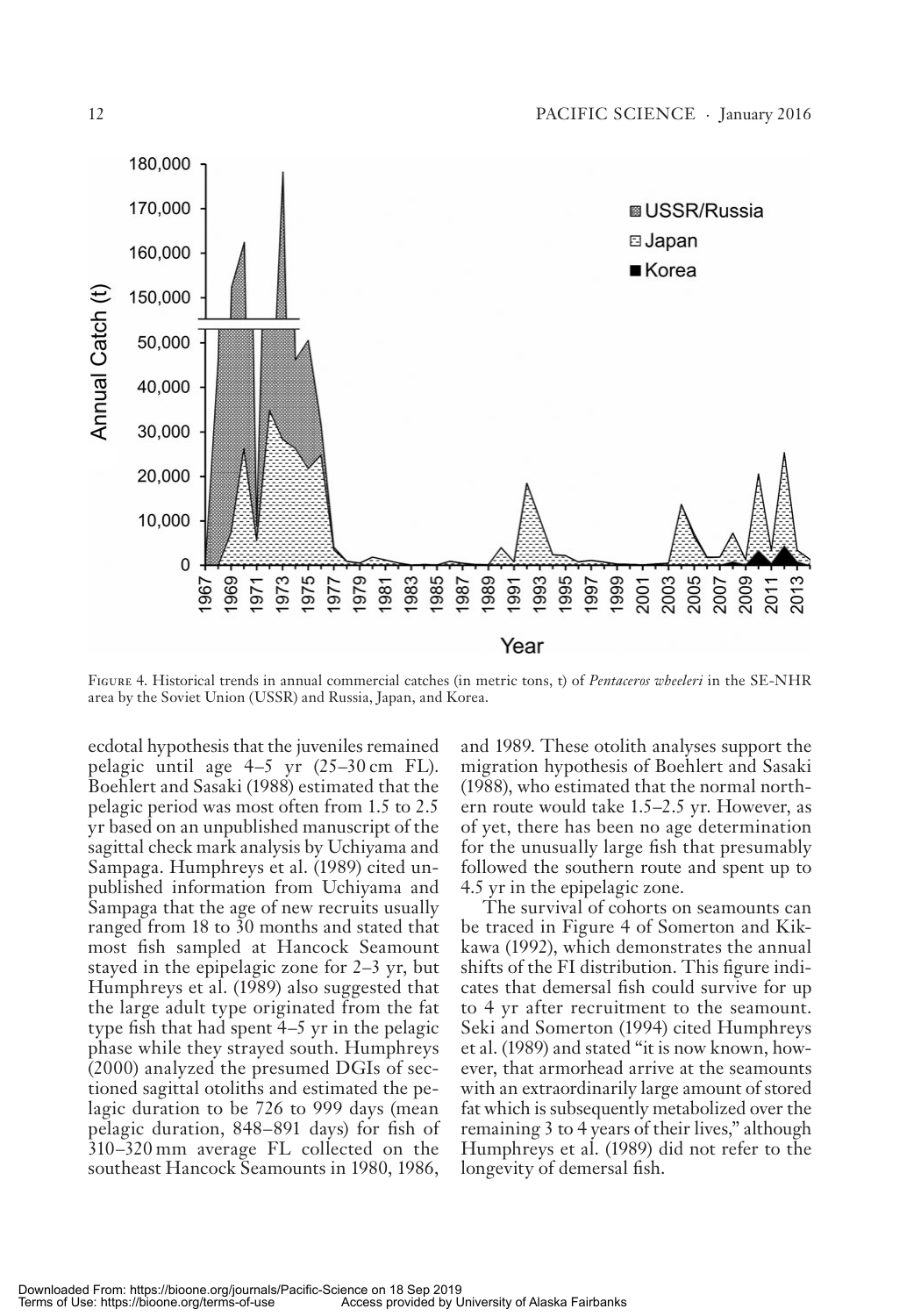Figure 4. Historical trends in annual commercial catches (in metric tons, t) of *Pentaceros wheeleri* in the SE-NHR area by the Soviet Union (USSR) and Russia, Japan, and Korea.

ecdotal hypothesis that the juveniles remained pelagic until age 4–5 yr (25–30 cm FL). Boehlert and Sasaki (1988) estimated that the pelagic period was most often from 1.5 to 2.5 yr based on an unpublished manuscript of the sagittal check mark analysis by Uchiyama and Sampaga. Humphreys et al. (1989) cited unpublished information from Uchiyama and Sampaga that the age of new recruits usually ranged from 18 to 30 months and stated that most fish sampled at Hancock Seamount stayed in the epipelagic zone for 2–3 yr, but Humphreys et al. (1989) also suggested that the large adult type originated from the fat type fish that had spent 4–5 yr in the pelagic phase while they strayed south. Humphreys (2000) analyzed the presumed DGIs of sectioned sagittal otoliths and estimated the pelagic duration to be 726 to 999 days (mean pelagic duration, 848–891 days) for fish of 310–320 mm average FL collected on the southeast Hancock Seamounts in 1980, 1986, and 1989. These otolith analyses support the migration hypothesis of Boehlert and Sasaki (1988), who estimated that the normal northern route would take 1.5–2.5 yr. However, as of yet, there has been no age determination for the unusually large fish that presumably followed the southern route and spent up to 4.5 yr in the epipelagic zone.

The survival of cohorts on seamounts can be traced in Figure 4 of Somerton and Kikkawa (1992), which demonstrates the annual shifts of the FI distribution. This figure indicates that demersal fish could survive for up to 4 yr after recruitment to the seamount. Seki and Somerton (1994) cited Humphreys et al. (1989) and stated "it is now known, however, that armorhead arrive at the seamounts with an extraordinarily large amount of stored fat which is subsequently metabolized over the remaining 3 to 4 years of their lives," although Humphreys et al. (1989) did not refer to the longevity of demersal fish.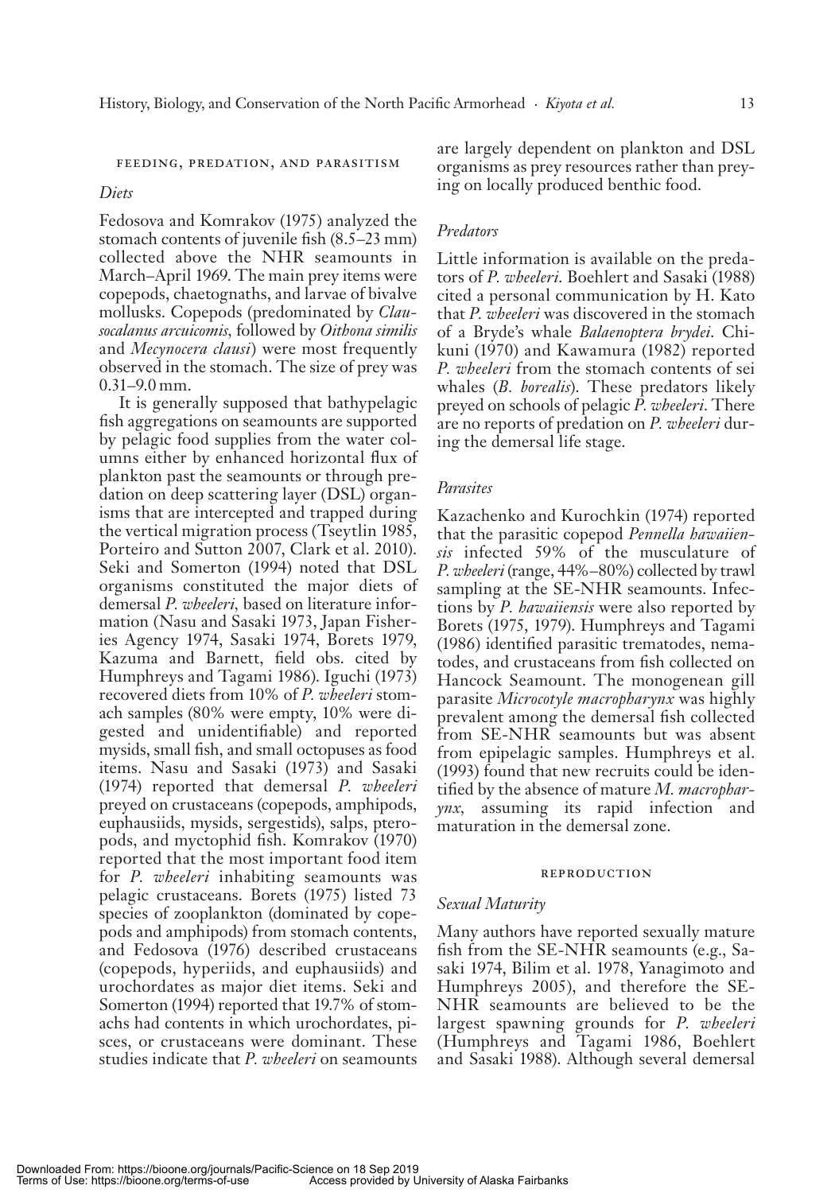## FEEDING, PREDATION, AND PARASITISM

### *Diets*

Fedosova and Komrakov (1975) analyzed the stomach contents of juvenile fish (8.5–23 mm) collected above the NHR seamounts in March–April 1969. The main prey items were copepods, chaetognaths, and larvae of bivalve mollusks. Copepods (predominated by *Clausocalanus arcuicomis*, followed by *Oithona similis* and *Mecynocera clausi*) were most frequently observed in the stomach. The size of prey was 0.31–9.0 mm.

It is generally supposed that bathypelagic fish aggregations on seamounts are supported by pelagic food supplies from the water columns either by enhanced horizontal flux of plankton past the seamounts or through predation on deep scattering layer (DSL) organisms that are intercepted and trapped during the vertical migration process (Tseytlin 1985, Porteiro and Sutton 2007, Clark et al. 2010). Seki and Somerton (1994) noted that DSL organisms constituted the major diets of demersal *P. wheeleri*, based on literature information (Nasu and Sasaki 1973, Japan Fisheries Agency 1974, Sasaki 1974, Borets 1979, Kazuma and Barnett, field obs. cited by Humphreys and Tagami 1986). Iguchi (1973) recovered diets from 10% of *P. wheeleri* stomach samples (80% were empty, 10% were digested and unidentifiable) and reported mysids, small fish, and small octopuses as food items. Nasu and Sasaki (1973) and Sasaki (1974) reported that demersal *P. wheeleri* preyed on crustaceans (copepods, amphipods, euphausiids, mysids, sergestids), salps, pteropods, and myctophid fish. Komrakov (1970) reported that the most important food item for *P. wheeleri* inhabiting seamounts was pelagic crustaceans. Borets (1975) listed 73 species of zooplankton (dominated by copepods and amphipods) from stomach contents, and Fedosova (1976) described crustaceans (copepods, hyperiids, and euphausiids) and urochordates as major diet items. Seki and Somerton (1994) reported that 19.7% of stomachs had contents in which urochordates, pisces, or crustaceans were dominant. These studies indicate that *P. wheeleri* on seamounts are largely dependent on plankton and DSL organisms as prey resources rather than preying on locally produced benthic food.

### *Predators*

Little information is available on the predators of *P. wheeleri*. Boehlert and Sasaki (1988) cited a personal communication by H. Kato that *P. wheeleri* was discovered in the stomach of a Bryde's whale *Balaenoptera brydei*. Chikuni (1970) and Kawamura (1982) reported *P. wheeleri* from the stomach contents of sei whales (*B. borealis*). These predators likely preyed on schools of pelagic *P. wheeleri*. There are no reports of predation on *P. wheeleri* during the demersal life stage.

### *Parasites*

Kazachenko and Kurochkin (1974) reported that the parasitic copepod *Pennella hawaiiensis* infected 59% of the musculature of *P. wheeleri* (range, 44%–80%) collected by trawl sampling at the SE-NHR seamounts. Infections by *P. hawaiiensis* were also reported by Borets (1975, 1979). Humphreys and Tagami (1986) identified parasitic trematodes, nematodes, and crustaceans from fish collected on Hancock Seamount. The monogenean gill parasite *Microcotyle macropharynx* was highly prevalent among the demersal fish collected from SE-NHR seamounts but was absent from epipelagic samples. Humphreys et al. (1993) found that new recruits could be identified by the absence of mature *M. macropharynx*, assuming its rapid infection and maturation in the demersal zone.

## REPRODUCTION

### *Sexual Maturity*

Many authors have reported sexually mature fish from the SE-NHR seamounts (e.g., Sasaki 1974, Bilim et al. 1978, Yanagimoto and Humphreys 2005), and therefore the SE-NHR seamounts are believed to be the largest spawning grounds for *P. wheeleri* (Humphreys and Tagami 1986, Boehlert and Sasaki 1988). Although several demersal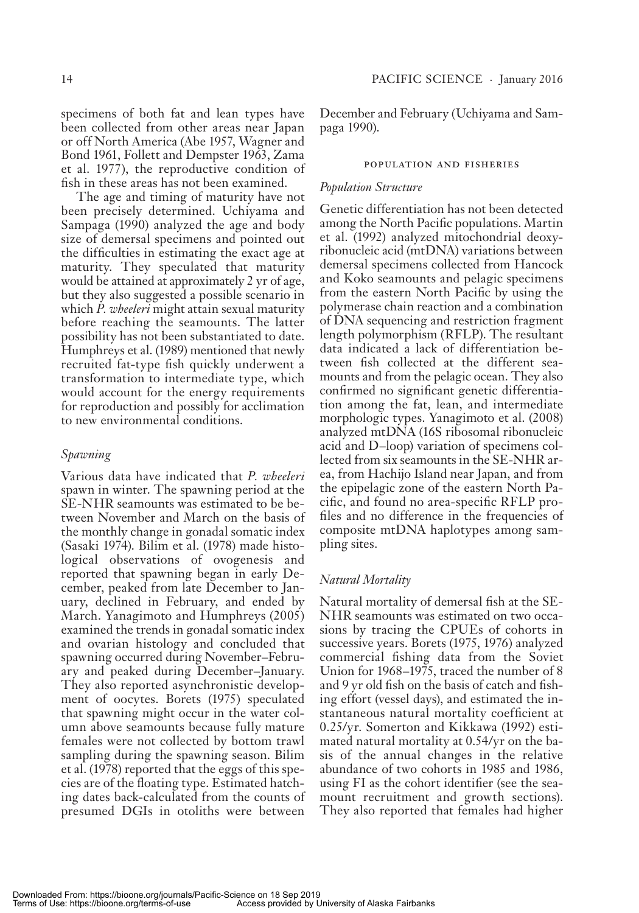specimens of both fat and lean types have been collected from other areas near Japan or off North America (Abe 1957, Wagner and Bond 1961, Follett and Dempster 1963, Zama et al. 1977), the reproductive condition of fish in these areas has not been examined.

The age and timing of maturity have not been precisely determined. Uchiyama and Sampaga (1990) analyzed the age and body size of demersal specimens and pointed out the difficulties in estimating the exact age at maturity. They speculated that maturity would be attained at approximately 2 yr of age, but they also suggested a possible scenario in which *P. wheeleri* might attain sexual maturity before reaching the seamounts. The latter possibility has not been substantiated to date. Humphreys et al. (1989) mentioned that newly recruited fat-type fish quickly underwent a transformation to intermediate type, which would account for the energy requirements for reproduction and possibly for acclimation to new environmental conditions.

### *Spawning*

Various data have indicated that *P. wheeleri* spawn in winter. The spawning period at the SE-NHR seamounts was estimated to be between November and March on the basis of the monthly change in gonadal somatic index (Sasaki 1974). Bilim et al. (1978) made histological observations of ovogenesis and reported that spawning began in early December, peaked from late December to January, declined in February, and ended by March. Yanagimoto and Humphreys (2005) examined the trends in gonadal somatic index and ovarian histology and concluded that spawning occurred during November–February and peaked during December–January. They also reported asynchronistic development of oocytes. Borets (1975) speculated that spawning might occur in the water column above seamounts because fully mature females were not collected by bottom trawl sampling during the spawning season. Bilim et al. (1978) reported that the eggs of this species are of the floating type. Estimated hatching dates back-calculated from the counts of presumed DGIs in otoliths were between December and February (Uchiyama and Sampaga 1990).

## POPULATION AND FISHERIES

### *Population Structure*

Genetic differentiation has not been detected among the North Pacific populations. Martin et al. (1992) analyzed mitochondrial deoxyribonucleic acid (mtDNA) variations between demersal specimens collected from Hancock and Koko seamounts and pelagic specimens from the eastern North Pacific by using the polymerase chain reaction and a combination of DNA sequencing and restriction fragment length polymorphism (RFLP). The resultant data indicated a lack of differentiation between fish collected at the different seamounts and from the pelagic ocean. They also confirmed no significant genetic differentiation among the fat, lean, and intermediate morphologic types. Yanagimoto et al. (2008) analyzed mtDNA (16S ribosomal ribonucleic acid and D–loop) variation of specimens collected from six seamounts in the SE-NHR area, from Hachijo Island near Japan, and from the epipelagic zone of the eastern North Pacific, and found no area-specific RFLP profiles and no difference in the frequencies of composite mtDNA haplotypes among sampling sites.

### *Natural Mortality*

Natural mortality of demersal fish at the SE-NHR seamounts was estimated on two occasions by tracing the CPUEs of cohorts in successive years. Borets (1975, 1976) analyzed commercial fishing data from the Soviet Union for 1968–1975, traced the number of 8 and 9 yr old fish on the basis of catch and fishing effort (vessel days), and estimated the instantaneous natural mortality coefficient at 0.25/yr. Somerton and Kikkawa (1992) estimated natural mortality at 0.54/yr on the basis of the annual changes in the relative abundance of two cohorts in 1985 and 1986, using FI as the cohort identifier (see the seamount recruitment and growth sections). They also reported that females had higher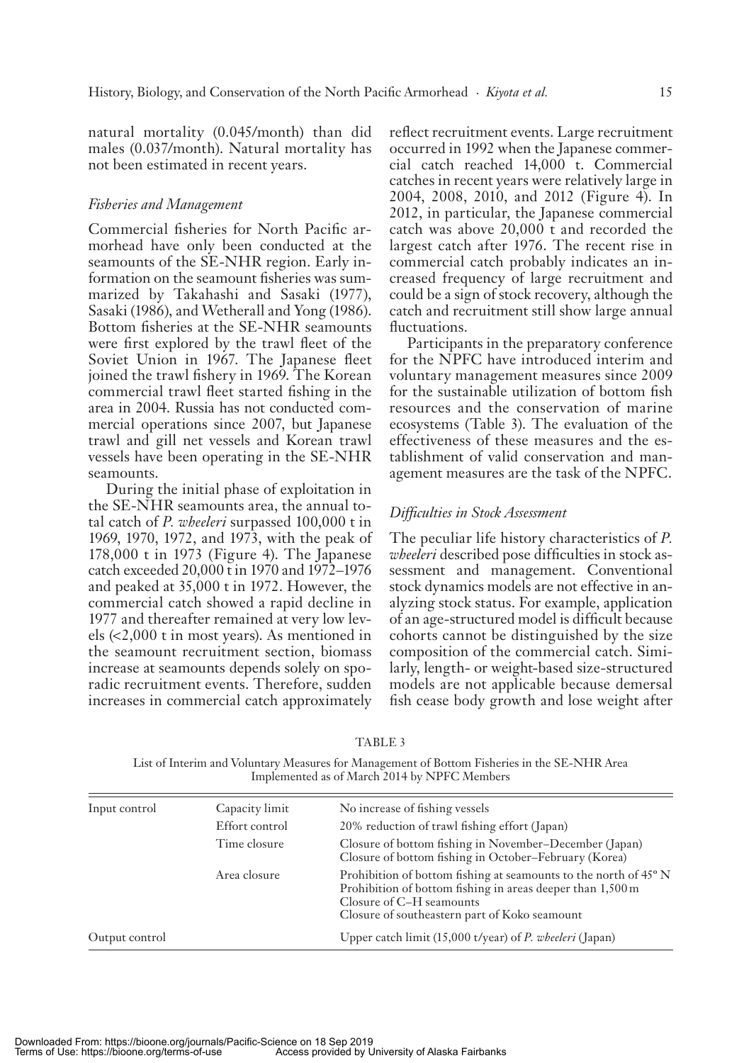natural mortality (0.045/month) than did males (0.037/month). Natural mortality has not been estimated in recent years.

### *Fisheries and Management*

Commercial fisheries for North Pacific armorhead have only been conducted at the seamounts of the SE-NHR region. Early information on the seamount fisheries was summarized by Takahashi and Sasaki (1977), Sasaki (1986), and Wetherall and Yong (1986). Bottom fisheries at the SE-NHR seamounts were first explored by the trawl fleet of the Soviet Union in 1967. The Japanese fleet joined the trawl fishery in 1969. The Korean commercial trawl fleet started fishing in the area in 2004. Russia has not conducted commercial operations since 2007, but Japanese trawl and gill net vessels and Korean trawl vessels have been operating in the SE-NHR seamounts.

During the initial phase of exploitation in the SE-NHR seamounts area, the annual total catch of *P. wheeleri* surpassed 100,000 t in 1969, 1970, 1972, and 1973, with the peak of 178,000 t in 1973 (Figure 4). The Japanese catch exceeded 20,000 t in 1970 and 1972–1976 and peaked at 35,000 t in 1972. However, the commercial catch showed a rapid decline in 1977 and thereafter remained at very low levels (<2,000 t in most years). As mentioned in the seamount recruitment section, biomass increase at seamounts depends solely on sporadic recruitment events. Therefore, sudden increases in commercial catch approximately reflect recruitment events. Large recruitment occurred in 1992 when the Japanese commercial catch reached 14,000 t. Commercial catches in recent years were relatively large in 2004, 2008, 2010, and 2012 (Figure 4). In 2012, in particular, the Japanese commercial catch was above 20,000 t and recorded the largest catch after 1976. The recent rise in commercial catch probably indicates an increased frequency of large recruitment and could be a sign of stock recovery, although the catch and recruitment still show large annual fluctuations.

Participants in the preparatory conference for the NPFC have introduced interim and voluntary management measures since 2009 for the sustainable utilization of bottom fish resources and the conservation of marine ecosystems (Table 3). The evaluation of the effectiveness of these measures and the establishment of valid conservation and management measures are the task of the NPFC.

### *Difficulties in Stock Assessment*

The peculiar life history characteristics of *P. wheeleri* described pose difficulties in stock assessment and management. Conventional stock dynamics models are not effective in analyzing stock status. For example, application of an age-structured model is difficult because cohorts cannot be distinguished by the size composition of the commercial catch. Similarly, length- or weight-based size-structured models are not applicable because demersal fish cease body growth and lose weight after

TABLE 3

List of Interim and Voluntary Measures for Management of Bottom Fisheries in the SE-NHR Area Implemented as of March 2014 by NPFC Members

| | | |
|---|---|---|
| Input control | Capacity limit | No increase of fishing vessels |
| | Effort control | 20% reduction of trawl fishing effort (Japan) |
| | Time closure | Closure of bottom fishing in November–December (Japan)<br>Closure of bottom fishing in October–February (Korea) |
| | Area closure | Prohibition of bottom fishing at seamounts to the north of 45° N<br>Prohibition of bottom fishing in areas deeper than 1,500 m<br>Closure of C–H seamounts<br>Closure of southeastern part of Koko seamount |
| Output control | | Upper catch limit (15,000 t/year) of *P. wheeleri* (Japan) |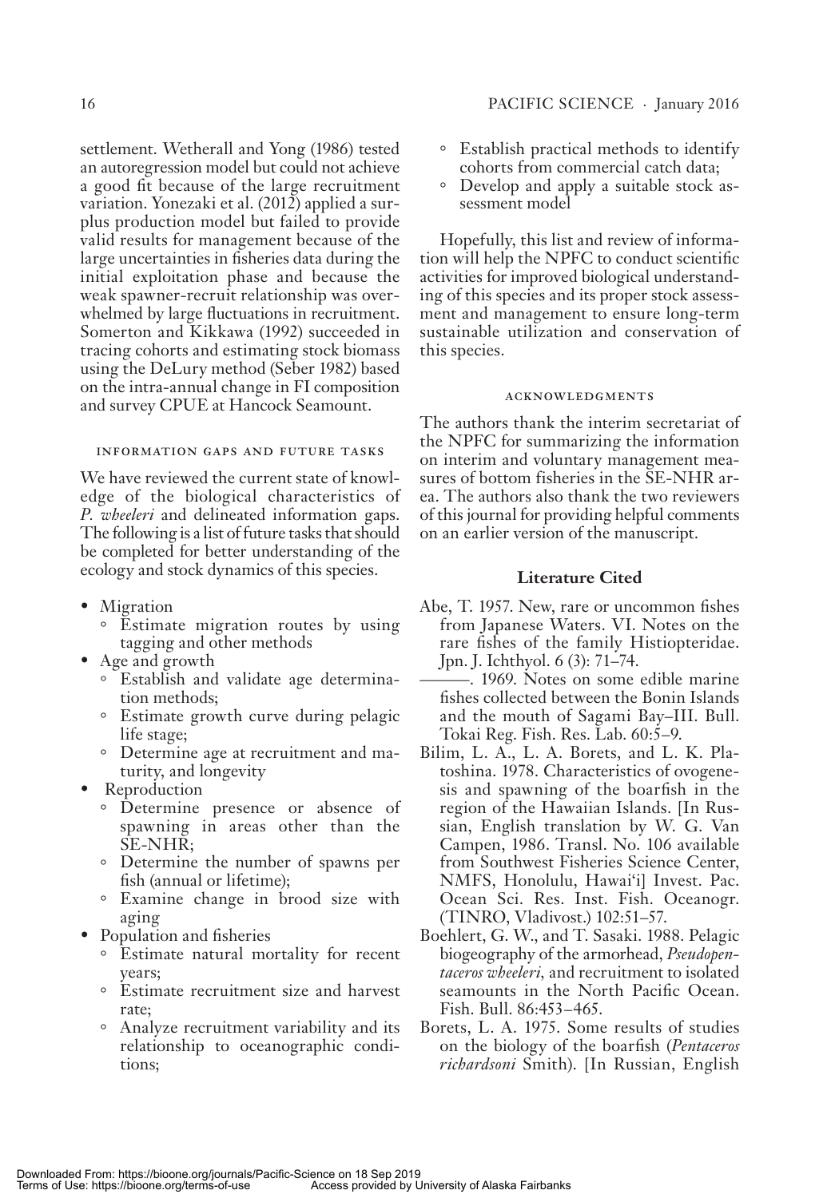settlement. Wetherall and Yong (1986) tested an autoregression model but could not achieve a good fit because of the large recruitment variation. Yonezaki et al. (2012) applied a surplus production model but failed to provide valid results for management because of the large uncertainties in fisheries data during the initial exploitation phase and because the weak spawner-recruit relationship was overwhelmed by large fluctuations in recruitment. Somerton and Kikkawa (1992) succeeded in tracing cohorts and estimating stock biomass using the DeLury method (Seber 1982) based on the intra-annual change in FI composition and survey CPUE at Hancock Seamount.

## INFORMATION GAPS AND FUTURE TASKS

We have reviewed the current state of knowledge of the biological characteristics of *P. wheeleri* and delineated information gaps. The following is a list of future tasks that should be completed for better understanding of the ecology and stock dynamics of this species.

- Migration
  - Estimate migration routes by using tagging and other methods
- Age and growth
  - Establish and validate age determination methods;
  - Estimate growth curve during pelagic life stage;
  - Determine age at recruitment and maturity, and longevity
- Reproduction
  - Determine presence or absence of spawning in areas other than the SE-NHR;
  - Determine the number of spawns per fish (annual or lifetime);
  - Examine change in brood size with aging
- Population and fisheries
  - Estimate natural mortality for recent years;
  - Estimate recruitment size and harvest rate;
  - Analyze recruitment variability and its relationship to oceanographic conditions;
  - Establish practical methods to identify cohorts from commercial catch data;
  - Develop and apply a suitable stock assessment model

Hopefully, this list and review of information will help the NPFC to conduct scientific activities for improved biological understanding of this species and its proper stock assessment and management to ensure long-term sustainable utilization and conservation of this species.

## ACKNOWLEDGMENTS

The authors thank the interim secretariat of the NPFC for summarizing the information on interim and voluntary management measures of bottom fisheries in the SE-NHR area. The authors also thank the two reviewers of this journal for providing helpful comments on an earlier version of the manuscript.

## Literature Cited

Abe, T. 1957. New, rare or uncommon fishes from Japanese Waters. VI. Notes on the rare fishes of the family Histiopteridae. Jpn. J. Ichthyol. 6 (3): 71–74.

———. 1969. Notes on some edible marine fishes collected between the Bonin Islands and the mouth of Sagami Bay–III. Bull. Tokai Reg. Fish. Res. Lab. 60:5–9.

Bilim, L. A., L. A. Borets, and L. K. Platoshina. 1978. Characteristics of ovogenesis and spawning of the boarfish in the region of the Hawaiian Islands. [In Russian, English translation by W. G. Van Campen, 1986. Transl. No. 106 available from Southwest Fisheries Science Center, NMFS, Honolulu, Hawai'i] Invest. Pac. Ocean Sci. Res. Inst. Fish. Oceanogr. (TINRO, Vladivost.) 102:51–57.

Boehlert, G. W., and T. Sasaki. 1988. Pelagic biogeography of the armorhead, *Pseudopentaceros wheeleri*, and recruitment to isolated seamounts in the North Pacific Ocean. Fish. Bull. 86:453–465.

Borets, L. A. 1975. Some results of studies on the biology of the boarfish (*Pentaceros richardsoni* Smith). [In Russian, English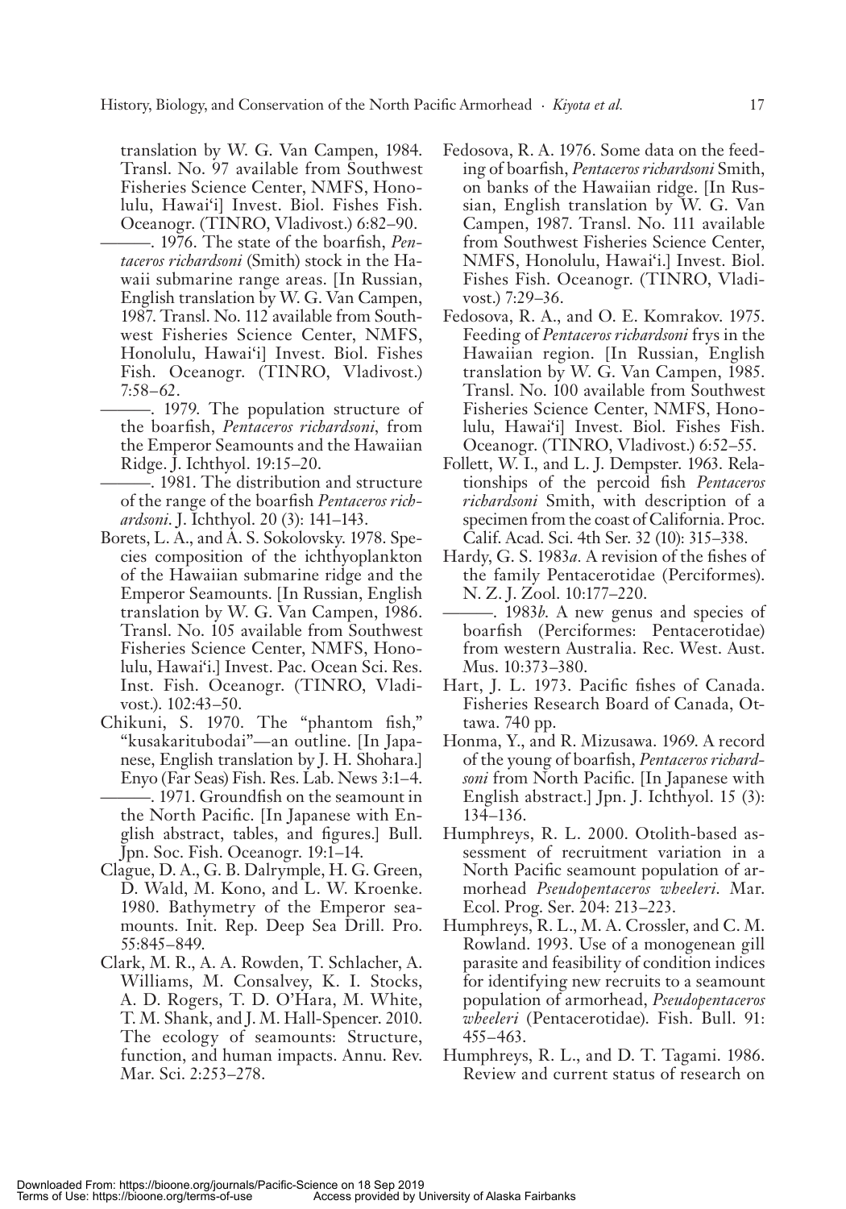translation by W. G. Van Campen, 1984. Transl. No. 97 available from Southwest Fisheries Science Center, NMFS, Honolulu, Hawai'i] Invest. Biol. Fishes Fish. Oceanogr. (TINRO, Vladivost.) 6:82–90.

———. 1976. The state of the boarfish, *Pentaceros richardsoni* (Smith) stock in the Hawaii submarine range areas. [In Russian, English translation by W. G. Van Campen, 1987. Transl. No. 112 available from Southwest Fisheries Science Center, NMFS, Honolulu, Hawai'i] Invest. Biol. Fishes Fish. Oceanogr. (TINRO, Vladivost.) 7:58–62.

———. 1979. The population structure of the boarfish, *Pentaceros richardsoni*, from the Emperor Seamounts and the Hawaiian Ridge. J. Ichthyol. 19:15–20.

———. 1981. The distribution and structure of the range of the boarfish *Pentaceros richardsoni*. J. Ichthyol. 20 (3): 141–143.

Borets, L. A., and A. S. Sokolovsky. 1978. Species composition of the ichthyoplankton of the Hawaiian submarine ridge and the Emperor Seamounts. [In Russian, English translation by W. G. Van Campen, 1986. Transl. No. 105 available from Southwest Fisheries Science Center, NMFS, Honolulu, Hawai'i.] Invest. Pac. Ocean Sci. Res. Inst. Fish. Oceanogr. (TINRO, Vladivost.). 102:43–50.

Chikuni, S. 1970. The "phantom fish," "kusakaritubodai"—an outline. [In Japanese, English translation by J. H. Shohara.] Enyo (Far Seas) Fish. Res. Lab. News 3:1–4.

———. 1971. Groundfish on the seamount in the North Pacific. [In Japanese with English abstract, tables, and figures.] Bull. Jpn. Soc. Fish. Oceanogr. 19:1–14.

Clague, D. A., G. B. Dalrymple, H. G. Green, D. Wald, M. Kono, and L. W. Kroenke. 1980. Bathymetry of the Emperor seamounts. Init. Rep. Deep Sea Drill. Pro. 55:845–849.

Clark, M. R., A. A. Rowden, T. Schlacher, A. Williams, M. Consalvey, K. I. Stocks, A. D. Rogers, T. D. O'Hara, M. White, T. M. Shank, and J. M. Hall-Spencer. 2010. The ecology of seamounts: Structure, function, and human impacts. Annu. Rev. Mar. Sci. 2:253–278.

Fedosova, R. A. 1976. Some data on the feeding of boarfish, *Pentaceros richardsoni* Smith, on banks of the Hawaiian ridge. [In Russian, English translation by W. G. Van Campen, 1987. Transl. No. 111 available from Southwest Fisheries Science Center, NMFS, Honolulu, Hawai'i.] Invest. Biol. Fishes Fish. Oceanogr. (TINRO, Vladivost.) 7:29–36.

Fedosova, R. A., and O. E. Komrakov. 1975. Feeding of *Pentaceros richardsoni* frys in the Hawaiian region. [In Russian, English translation by W. G. Van Campen, 1985. Transl. No. 100 available from Southwest Fisheries Science Center, NMFS, Honolulu, Hawai'i] Invest. Biol. Fishes Fish. Oceanogr. (TINRO, Vladivost.) 6:52–55.

Follett, W. I., and L. J. Dempster. 1963. Relationships of the percoid fish *Pentaceros richardsoni* Smith, with description of a specimen from the coast of California. Proc. Calif. Acad. Sci. 4th Ser. 32 (10): 315–338.

Hardy, G. S. 1983*a*. A revision of the fishes of the family Pentacerotidae (Perciformes). N. Z. J. Zool. 10:177–220.

———. 1983*b*. A new genus and species of boarfish (Perciformes: Pentacerotidae) from western Australia. Rec. West. Aust. Mus. 10:373–380.

Hart, J. L. 1973. Pacific fishes of Canada. Fisheries Research Board of Canada, Ottawa. 740 pp.

Honma, Y., and R. Mizusawa. 1969. A record of the young of boarfish, *Pentaceros richardsoni* from North Pacific. [In Japanese with English abstract.] Jpn. J. Ichthyol. 15 (3): 134–136.

Humphreys, R. L. 2000. Otolith-based assessment of recruitment variation in a North Pacific seamount population of armorhead *Pseudopentaceros wheeleri*. Mar. Ecol. Prog. Ser. 204: 213–223.

Humphreys, R. L., M. A. Crossler, and C. M. Rowland. 1993. Use of a monogenean gill parasite and feasibility of condition indices for identifying new recruits to a seamount population of armorhead, *Pseudopentaceros wheeleri* (Pentacerotidae). Fish. Bull. 91: 455–463.

Humphreys, R. L., and D. T. Tagami. 1986. Review and current status of research on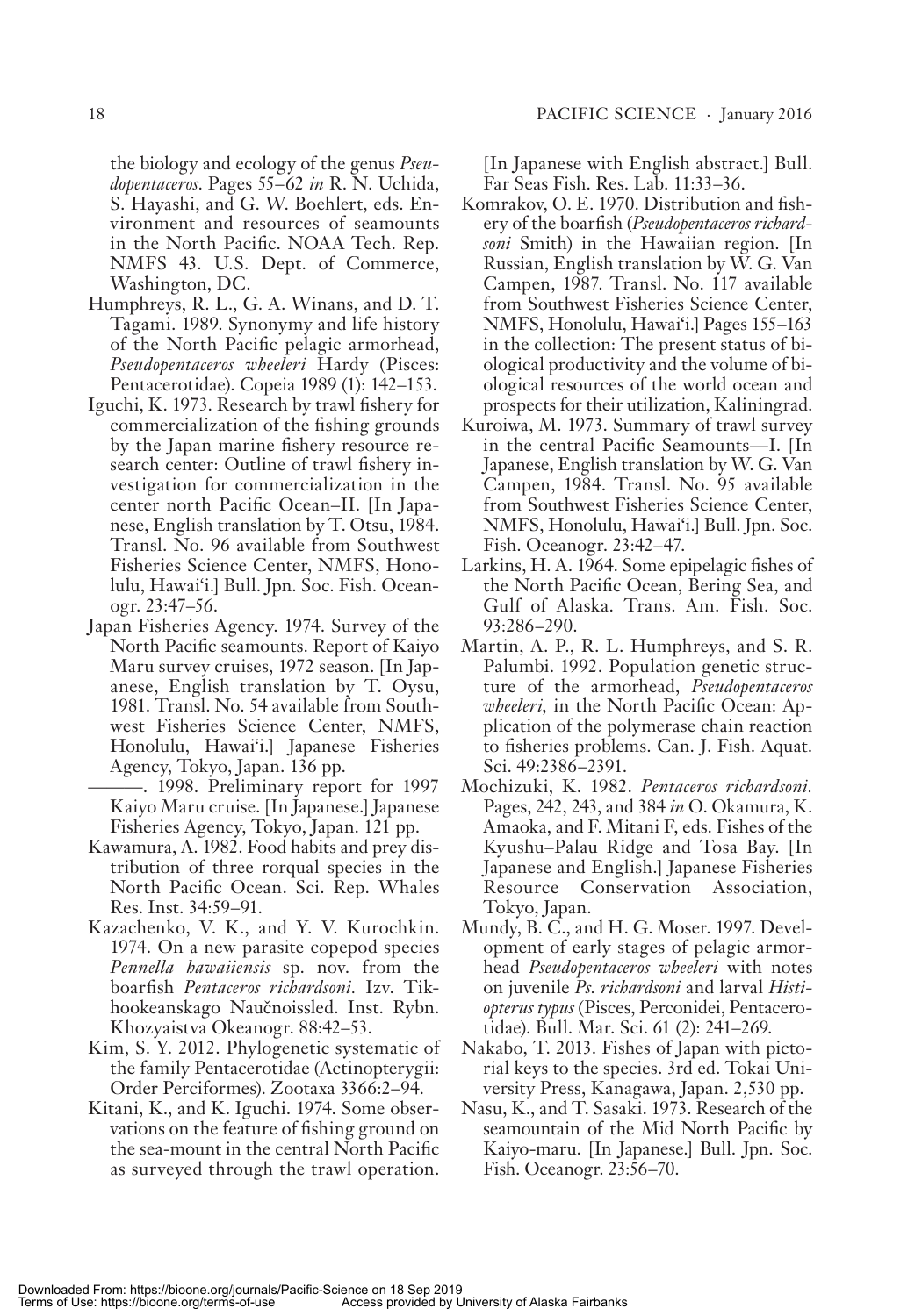the biology and ecology of the genus *Pseudopentaceros*. Pages 55–62 *in* R. N. Uchida, S. Hayashi, and G. W. Boehlert, eds. Environment and resources of seamounts in the North Pacific. NOAA Tech. Rep. NMFS 43. U.S. Dept. of Commerce, Washington, DC.

Humphreys, R. L., G. A. Winans, and D. T. Tagami. 1989. Synonymy and life history of the North Pacific pelagic armorhead, *Pseudopentaceros wheeleri* Hardy (Pisces: Pentacerotidae). Copeia 1989 (1): 142–153.

Iguchi, K. 1973. Research by trawl fishery for commercialization of the fishing grounds by the Japan marine fishery resource research center: Outline of trawl fishery investigation for commercialization in the center north Pacific Ocean–II. [In Japanese, English translation by T. Otsu, 1984. Transl. No. 96 available from Southwest Fisheries Science Center, NMFS, Honolulu, Hawai'i.] Bull. Jpn. Soc. Fish. Oceanogr. 23:47–56.

Japan Fisheries Agency. 1974. Survey of the North Pacific seamounts. Report of Kaiyo Maru survey cruises, 1972 season. [In Japanese, English translation by T. Oysu, 1981. Transl. No. 54 available from Southwest Fisheries Science Center, NMFS, Honolulu, Hawai'i.] Japanese Fisheries Agency, Tokyo, Japan. 136 pp.

———. 1998. Preliminary report for 1997 Kaiyo Maru cruise. [In Japanese.] Japanese Fisheries Agency, Tokyo, Japan. 121 pp.

Kawamura, A. 1982. Food habits and prey distribution of three rorqual species in the North Pacific Ocean. Sci. Rep. Whales Res. Inst. 34:59–91.

Kazachenko, V. K., and Y. V. Kurochkin. 1974. On a new parasite copepod species *Pennella hawaiiensis* sp. nov. from the boarfish *Pentaceros richardsoni*. Izv. Tikhookeanskago Naučnoissled. Inst. Rybn. Khozyaistva Okeanogr. 88:42–53.

Kim, S. Y. 2012. Phylogenetic systematic of the family Pentacerotidae (Actinopterygii: Order Perciformes). Zootaxa 3366:2–94.

Kitani, K., and K. Iguchi. 1974. Some observations on the feature of fishing ground on the sea-mount in the central North Pacific as surveyed through the trawl operation. [In Japanese with English abstract.] Bull. Far Seas Fish. Res. Lab. 11:33–36.

Komrakov, O. E. 1970. Distribution and fishery of the boarfish (*Pseudopentaceros richardsoni* Smith) in the Hawaiian region. [In Russian, English translation by W. G. Van Campen, 1987. Transl. No. 117 available from Southwest Fisheries Science Center, NMFS, Honolulu, Hawai'i.] Pages 155–163 in the collection: The present status of biological productivity and the volume of biological resources of the world ocean and prospects for their utilization, Kaliningrad.

Kuroiwa, M. 1973. Summary of trawl survey in the central Pacific Seamounts—I. [In Japanese, English translation by W. G. Van Campen, 1984. Transl. No. 95 available from Southwest Fisheries Science Center, NMFS, Honolulu, Hawai'i.] Bull. Jpn. Soc. Fish. Oceanogr. 23:42–47.

Larkins, H. A. 1964. Some epipelagic fishes of the North Pacific Ocean, Bering Sea, and Gulf of Alaska. Trans. Am. Fish. Soc. 93:286–290.

Martin, A. P., R. L. Humphreys, and S. R. Palumbi. 1992. Population genetic structure of the armorhead, *Pseudopentaceros wheeleri*, in the North Pacific Ocean: Application of the polymerase chain reaction to fisheries problems. Can. J. Fish. Aquat. Sci. 49:2386–2391.

Mochizuki, K. 1982. *Pentaceros richardsoni*. Pages, 242, 243, and 384 *in* O. Okamura, K. Amaoka, and F. Mitani F, eds. Fishes of the Kyushu–Palau Ridge and Tosa Bay. [In Japanese and English.] Japanese Fisheries Resource Conservation Association, Tokyo, Japan.

Mundy, B. C., and H. G. Moser. 1997. Development of early stages of pelagic armorhead *Pseudopentaceros wheeleri* with notes on juvenile *Ps. richardsoni* and larval *Histiopterus typus* (Pisces, Perconidei, Pentacerotidae). Bull. Mar. Sci. 61 (2): 241–269.

Nakabo, T. 2013. Fishes of Japan with pictorial keys to the species. 3rd ed. Tokai University Press, Kanagawa, Japan. 2,530 pp.

Nasu, K., and T. Sasaki. 1973. Research of the seamountain of the Mid North Pacific by Kaiyo-maru. [In Japanese.] Bull. Jpn. Soc. Fish. Oceanogr. 23:56–70.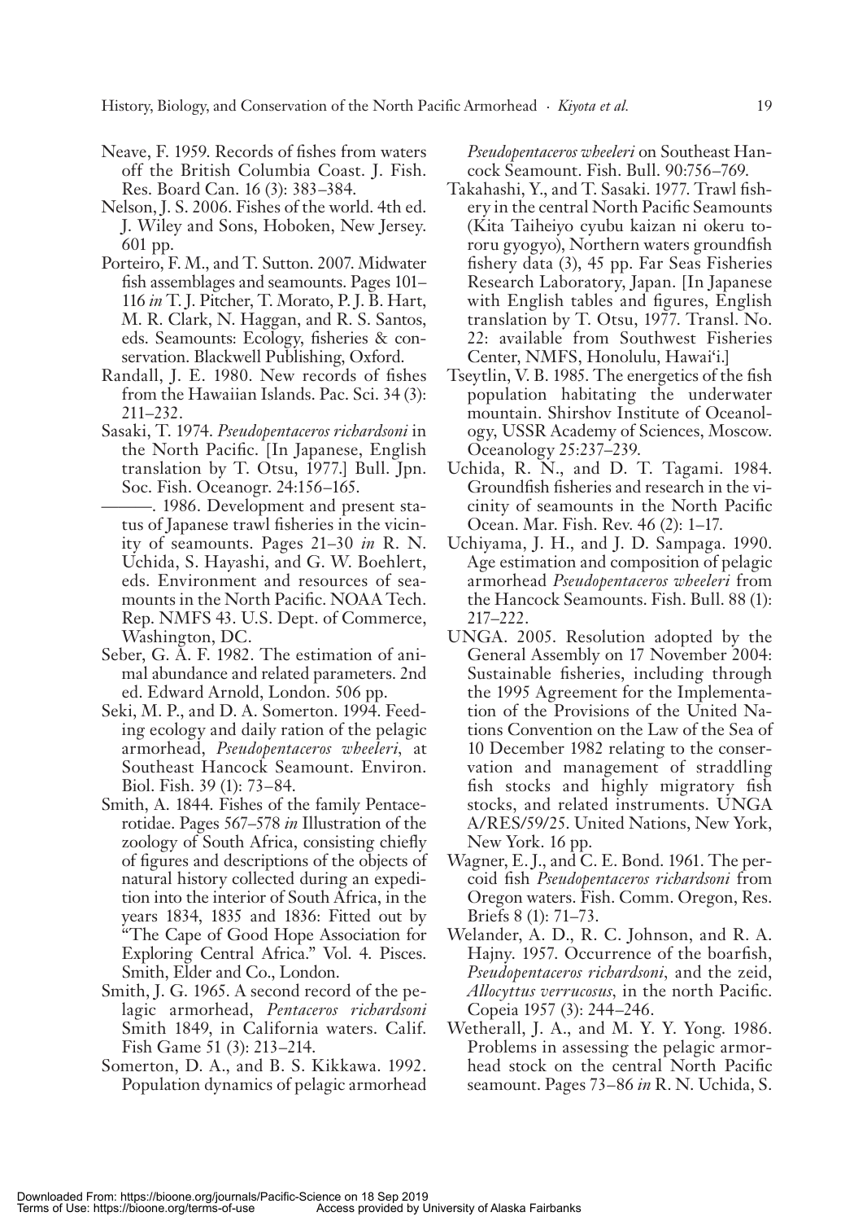Neave, F. 1959. Records of fishes from waters off the British Columbia Coast. J. Fish. Res. Board Can. 16 (3): 383–384.

Nelson, J. S. 2006. Fishes of the world. 4th ed. J. Wiley and Sons, Hoboken, New Jersey. 601 pp.

Porteiro, F. M., and T. Sutton. 2007. Midwater fish assemblages and seamounts. Pages 101–116 *in* T. J. Pitcher, T. Morato, P. J. B. Hart, M. R. Clark, N. Haggan, and R. S. Santos, eds. Seamounts: Ecology, fisheries & conservation. Blackwell Publishing, Oxford.

Randall, J. E. 1980. New records of fishes from the Hawaiian Islands. Pac. Sci. 34 (3): 211–232.

Sasaki, T. 1974. *Pseudopentaceros richardsoni* in the North Pacific. [In Japanese, English translation by T. Otsu, 1977.] Bull. Jpn. Soc. Fish. Oceanogr. 24:156–165.

———. 1986. Development and present status of Japanese trawl fisheries in the vicinity of seamounts. Pages 21–30 *in* R. N. Uchida, S. Hayashi, and G. W. Boehlert, eds. Environment and resources of seamounts in the North Pacific. NOAA Tech. Rep. NMFS 43. U.S. Dept. of Commerce, Washington, DC.

Seber, G. A. F. 1982. The estimation of animal abundance and related parameters. 2nd ed. Edward Arnold, London. 506 pp.

Seki, M. P., and D. A. Somerton. 1994. Feeding ecology and daily ration of the pelagic armorhead, *Pseudopentaceros wheeleri*, at Southeast Hancock Seamount. Environ. Biol. Fish. 39 (1): 73–84.

Smith, A. 1844. Fishes of the family Pentacerotidae. Pages 567–578 *in* Illustration of the zoology of South Africa, consisting chiefly of figures and descriptions of the objects of natural history collected during an expedition into the interior of South Africa, in the years 1834, 1835 and 1836: Fitted out by "The Cape of Good Hope Association for Exploring Central Africa." Vol. 4. Pisces. Smith, Elder and Co., London.

Smith, J. G. 1965. A second record of the pelagic armorhead, *Pentaceros richardsoni* Smith 1849, in California waters. Calif. Fish Game 51 (3): 213–214.

Somerton, D. A., and B. S. Kikkawa. 1992. Population dynamics of pelagic armorhead *Pseudopentaceros wheeleri* on Southeast Hancock Seamount. Fish. Bull. 90:756–769.

Takahashi, Y., and T. Sasaki. 1977. Trawl fishery in the central North Pacific Seamounts (Kita Taiheiyo cyubu kaizan ni okeru tororu gyogyo), Northern waters groundfish fishery data (3), 45 pp. Far Seas Fisheries Research Laboratory, Japan. [In Japanese with English tables and figures, English translation by T. Otsu, 1977. Transl. No. 22: available from Southwest Fisheries Center, NMFS, Honolulu, Hawai'i.]

Tseytlin, V. B. 1985. The energetics of the fish population habitating the underwater mountain. Shirshov Institute of Oceanology, USSR Academy of Sciences, Moscow. Oceanology 25:237–239.

Uchida, R. N., and D. T. Tagami. 1984. Groundfish fisheries and research in the vicinity of seamounts in the North Pacific Ocean. Mar. Fish. Rev. 46 (2): 1–17.

Uchiyama, J. H., and J. D. Sampaga. 1990. Age estimation and composition of pelagic armorhead *Pseudopentaceros wheeleri* from the Hancock Seamounts. Fish. Bull. 88 (1): 217–222.

UNGA. 2005. Resolution adopted by the General Assembly on 17 November 2004: Sustainable fisheries, including through the 1995 Agreement for the Implementation of the Provisions of the United Nations Convention on the Law of the Sea of 10 December 1982 relating to the conservation and management of straddling fish stocks and highly migratory fish stocks, and related instruments. UNGA A/RES/59/25. United Nations, New York, New York. 16 pp.

Wagner, E. J., and C. E. Bond. 1961. The percoid fish *Pseudopentaceros richardsoni* from Oregon waters. Fish. Comm. Oregon, Res. Briefs 8 (1): 71–73.

Welander, A. D., R. C. Johnson, and R. A. Hajny. 1957. Occurrence of the boarfish, *Pseudopentaceros richardsoni*, and the zeid, *Allocyttus verrucosus*, in the north Pacific. Copeia 1957 (3): 244–246.

Wetherall, J. A., and M. Y. Y. Yong. 1986. Problems in assessing the pelagic armorhead stock on the central North Pacific seamount. Pages 73–86 *in* R. N. Uchida, S.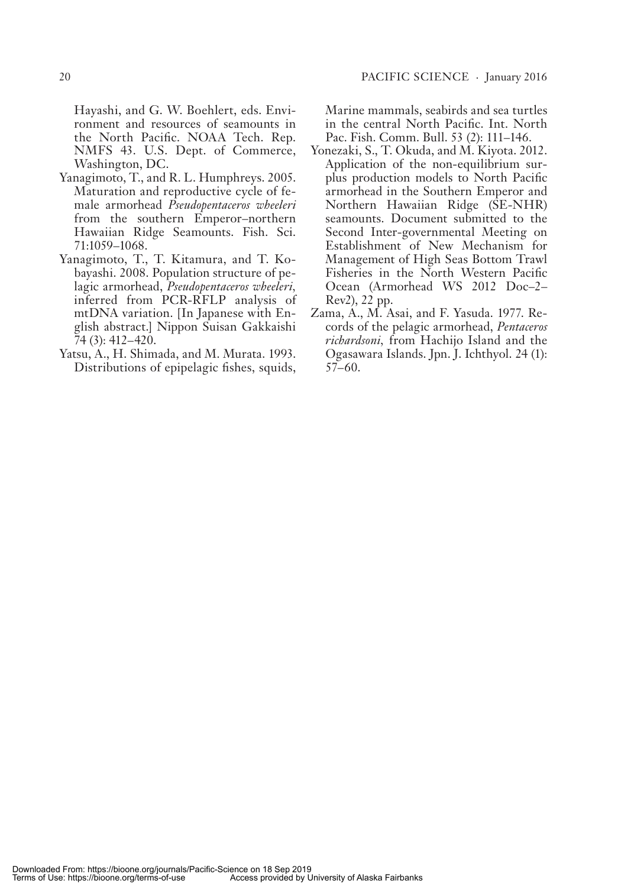Hayashi, and G. W. Boehlert, eds. Environment and resources of seamounts in the North Pacific. NOAA Tech. Rep. NMFS 43. U.S. Dept. of Commerce, Washington, DC.

Yanagimoto, T., and R. L. Humphreys. 2005. Maturation and reproductive cycle of female armorhead *Pseudopentaceros wheeleri* from the southern Emperor–northern Hawaiian Ridge Seamounts. Fish. Sci. 71:1059–1068.

Yanagimoto, T., T. Kitamura, and T. Kobayashi. 2008. Population structure of pelagic armorhead, *Pseudopentaceros wheeleri*, inferred from PCR-RFLP analysis of mtDNA variation. [In Japanese with English abstract.] Nippon Suisan Gakkaishi 74 (3): 412–420.

Yatsu, A., H. Shimada, and M. Murata. 1993. Distributions of epipelagic fishes, squids, Marine mammals, seabirds and sea turtles in the central North Pacific. Int. North Pac. Fish. Comm. Bull. 53 (2): 111–146.

Yonezaki, S., T. Okuda, and M. Kiyota. 2012. Application of the non-equilibrium surplus production models to North Pacific armorhead in the Southern Emperor and Northern Hawaiian Ridge (SE-NHR) seamounts. Document submitted to the Second Inter-governmental Meeting on Establishment of New Mechanism for Management of High Seas Bottom Trawl Fisheries in the North Western Pacific Ocean (Armorhead WS 2012 Doc–2–Rev2), 22 pp.

Zama, A., M. Asai, and F. Yasuda. 1977. Records of the pelagic armorhead, *Pentaceros richardsoni*, from Hachijo Island and the Ogasawara Islands. Jpn. J. Ichthyol. 24 (1): 57–60.